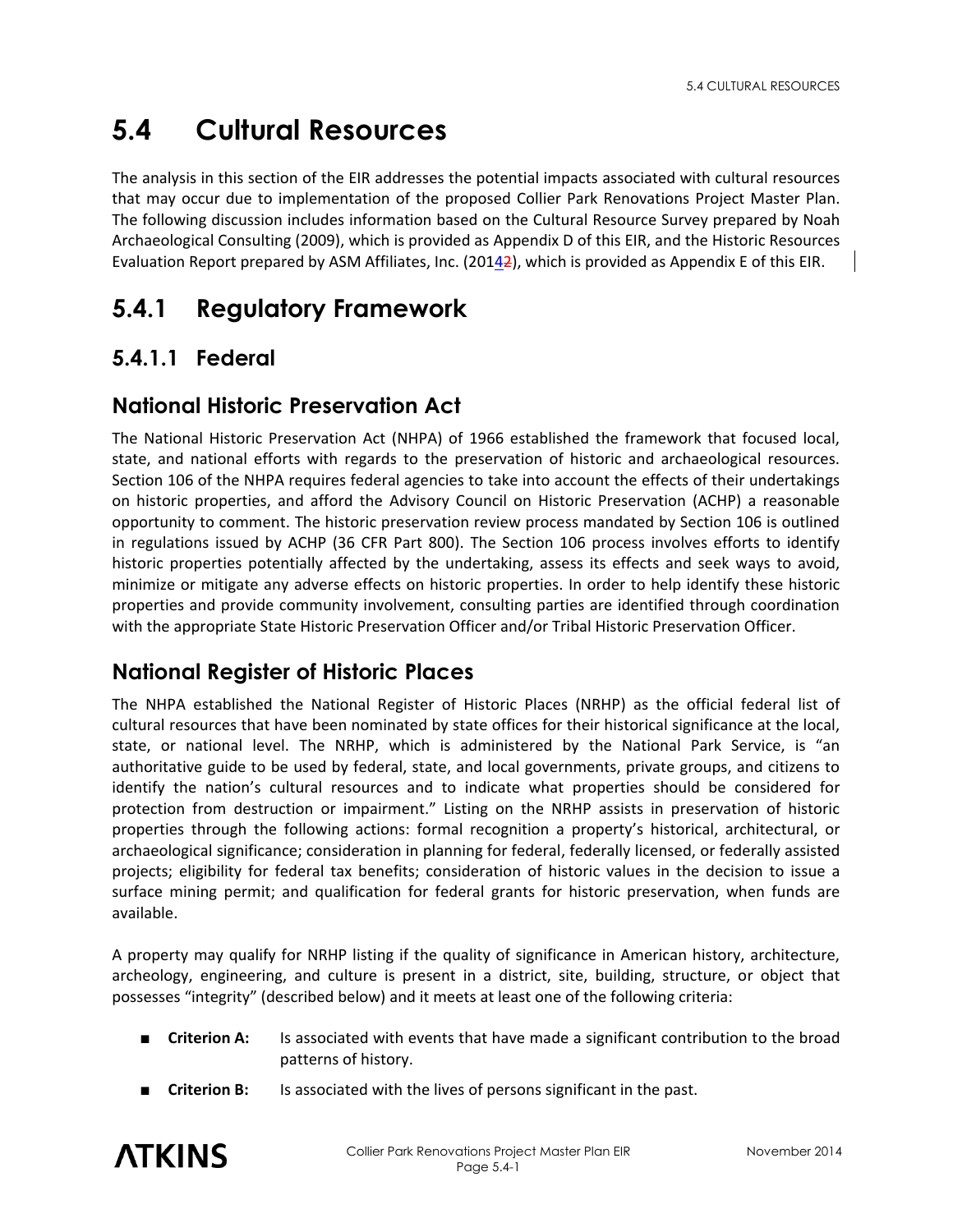# 5.4 Cultural Resources

The analysis in this section of the EIR addresses the potential impacts associated with cultural resources that may occur due to implementation of the proposed Collier Park Renovations Project Master Plan. The following discussion includes information based on the Cultural Resource Survey prepared by Noah Archaeological Consulting (2009), which is provided as Appendix D of this EIR, and the Historic Resources Evaluation Report prepared by ASM Affiliates, Inc. (2014), which is provided as Appendix E of this EIR.

## 5.4.1 Regulatory Framework

### 5.4.1.1 Federal

### National Historic Preservation Act

The National Historic Preservation Act (NHPA) of 1966 established the framework that focused local, state, and national efforts with regards to the preservation of historic and archaeological resources. Section 106 of the NHPA requires federal agencies to take into account the effects of their undertakings on historic properties, and afford the Advisory Council on Historic Preservation (ACHP) a reasonable opportunity to comment. The historic preservation review process mandated by Section 106 is outlined in regulations issued by ACHP (36 CFR Part 800). The Section 106 process involves efforts to identify historic properties potentially affected by the undertaking, assess its effects and seek ways to avoid, minimize or mitigate any adverse effects on historic properties. In order to help identify these historic properties and provide community involvement, consulting parties are identified through coordination with the appropriate State Historic Preservation Officer and/or Tribal Historic Preservation Officer.

### National Register of Historic Places

The NHPA established the National Register of Historic Places (NRHP) as the official federal list of cultural resources that have been nominated by state offices for their historical significance at the local, state, or national level. The NRHP, which is administered by the National Park Service, is "an authoritative guide to be used by federal, state, and local governments, private groups, and citizens to identify the nation's cultural resources and to indicate what properties should be considered for protection from destruction or impairment." Listing on the NRHP assists in preservation of historic properties through the following actions: formal recognition a property's historical, architectural, or archaeological significance; consideration in planning for federal, federally licensed, or federally assisted projects; eligibility for federal tax benefits; consideration of historic values in the decision to issue a surface mining permit; and qualification for federal grants for historic preservation, when funds are available.

A property may qualify for NRHP listing if the quality of significance in American history, architecture, archeology, engineering, and culture is present in a district, site, building, structure, or object that possesses "integrity" (described below) and it meets at least one of the following criteria:

- **Criterion A:** Is associated with events that have made a significant contribution to the broad patterns of history.
- **Criterion B:** Is associated with the lives of persons significant in the past.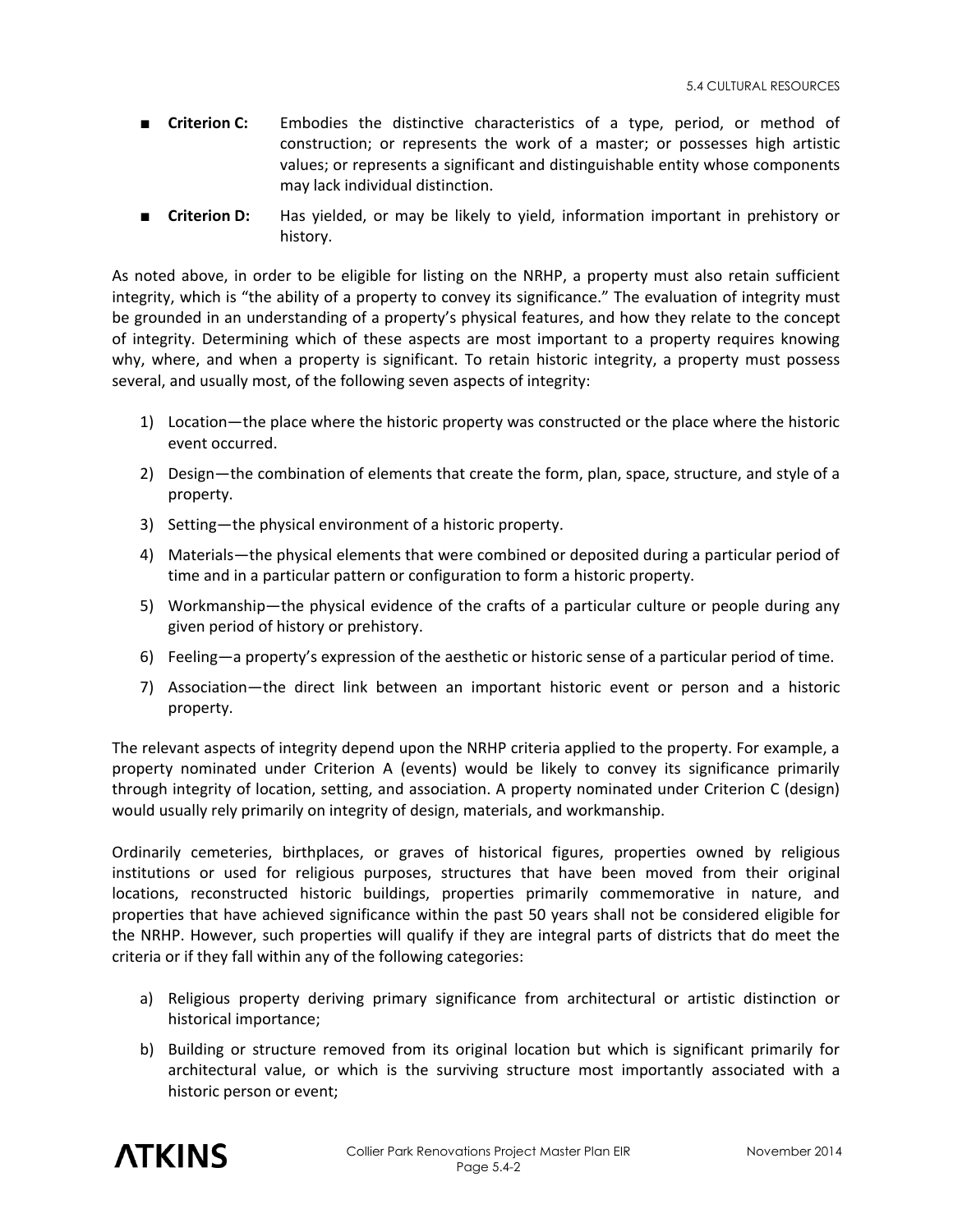- **Criterion C:** Embodies the distinctive characteristics of a type, period, or method of construction; or represents the work of a master; or possesses high artistic values; or represents a significant and distinguishable entity whose components may lack individual distinction.
- **Criterion D:** Has yielded, or may be likely to yield, information important in prehistory or history.

As noted above, in order to be eligible for listing on the NRHP, a property must also retain sufficient integrity, which is "the ability of a property to convey its significance." The evaluation of integrity must be grounded in an understanding of a property's physical features, and how they relate to the concept of integrity. Determining which of these aspects are most important to a property requires knowing why, where, and when a property is significant. To retain historic integrity, a property must possess several, and usually most, of the following seven aspects of integrity:

1) Location—the place where the historic property was constructed or the place where the historic event occurred.
2) Design—the combination of elements that create the form, plan, space, structure, and style of a property.
3) Setting—the physical environment of a historic property.
4) Materials—the physical elements that were combined or deposited during a particular period of time and in a particular pattern or configuration to form a historic property.
5) Workmanship—the physical evidence of the crafts of a particular culture or people during any given period of history or prehistory.
6) Feeling—a property's expression of the aesthetic or historic sense of a particular period of time.
7) Association—the direct link between an important historic event or person and a historic property.

The relevant aspects of integrity depend upon the NRHP criteria applied to the property. For example, a property nominated under Criterion A (events) would be likely to convey its significance primarily through integrity of location, setting, and association. A property nominated under Criterion C (design) would usually rely primarily on integrity of design, materials, and workmanship.

Ordinarily cemeteries, birthplaces, or graves of historical figures, properties owned by religious institutions or used for religious purposes, structures that have been moved from their original locations, reconstructed historic buildings, properties primarily commemorative in nature, and properties that have achieved significance within the past 50 years shall not be considered eligible for the NRHP. However, such properties will qualify if they are integral parts of districts that do meet the criteria or if they fall within any of the following categories:

a) Religious property deriving primary significance from architectural or artistic distinction or historical importance;
b) Building or structure removed from its original location but which is significant primarily for architectural value, or which is the surviving structure most importantly associated with a historic person or event;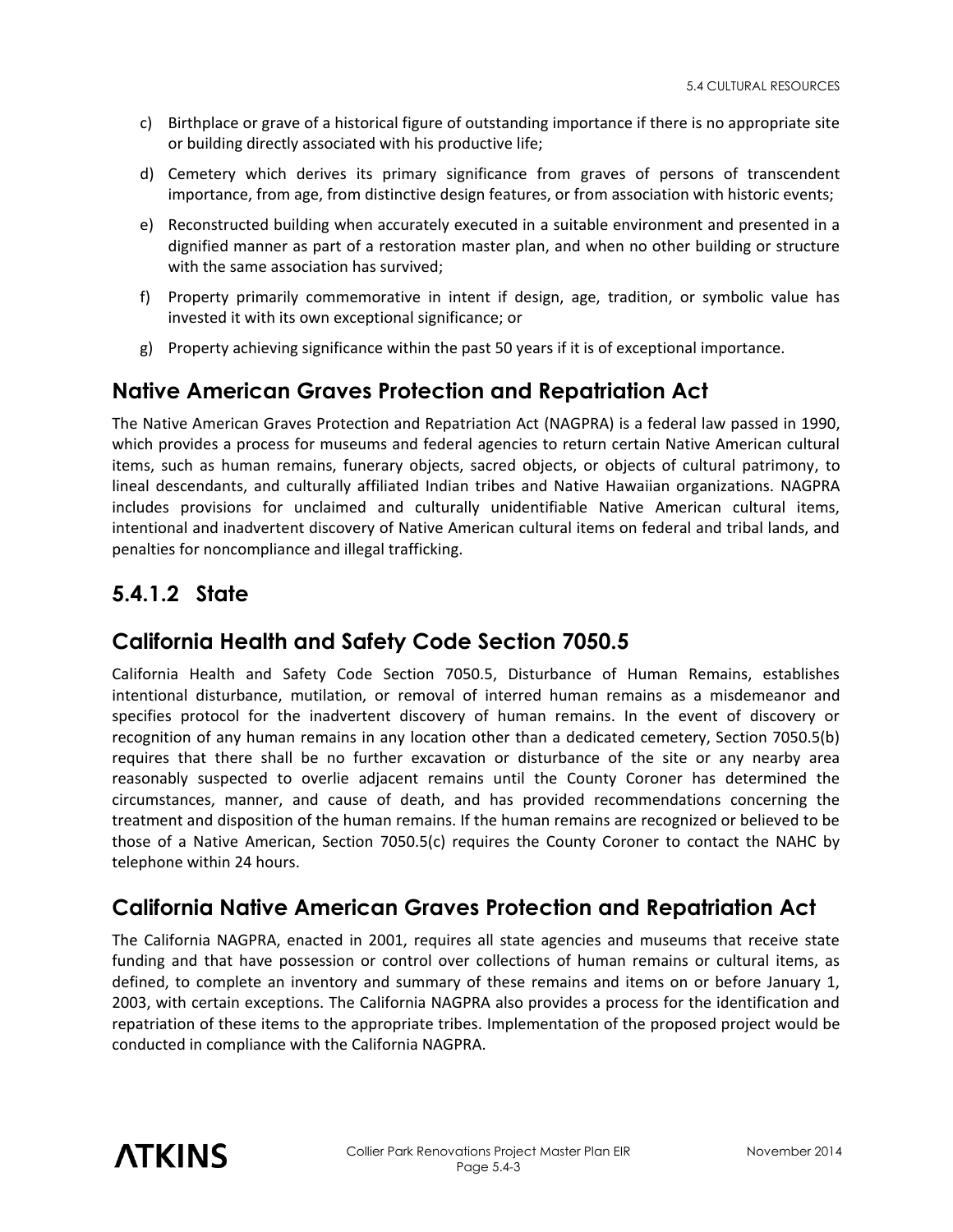c) Birthplace or grave of a historical figure of outstanding importance if there is no appropriate site or building directly associated with his productive life;

d) Cemetery which derives its primary significance from graves of persons of transcendent importance, from age, from distinctive design features, or from association with historic events;

e) Reconstructed building when accurately executed in a suitable environment and presented in a dignified manner as part of a restoration master plan, and when no other building or structure with the same association has survived;

f) Property primarily commemorative in intent if design, age, tradition, or symbolic value has invested it with its own exceptional significance; or

g) Property achieving significance within the past 50 years if it is of exceptional importance.

## Native American Graves Protection and Repatriation Act

The Native American Graves Protection and Repatriation Act (NAGPRA) is a federal law passed in 1990, which provides a process for museums and federal agencies to return certain Native American cultural items, such as human remains, funerary objects, sacred objects, or objects of cultural patrimony, to lineal descendants, and culturally affiliated Indian tribes and Native Hawaiian organizations. NAGPRA includes provisions for unclaimed and culturally unidentifiable Native American cultural items, intentional and inadvertent discovery of Native American cultural items on federal and tribal lands, and penalties for noncompliance and illegal trafficking.

## 5.4.1.2 State

## California Health and Safety Code Section 7050.5

California Health and Safety Code Section 7050.5, Disturbance of Human Remains, establishes intentional disturbance, mutilation, or removal of interred human remains as a misdemeanor and specifies protocol for the inadvertent discovery of human remains. In the event of discovery or recognition of any human remains in any location other than a dedicated cemetery, Section 7050.5(b) requires that there shall be no further excavation or disturbance of the site or any nearby area reasonably suspected to overlie adjacent remains until the County Coroner has determined the circumstances, manner, and cause of death, and has provided recommendations concerning the treatment and disposition of the human remains. If the human remains are recognized or believed to be those of a Native American, Section 7050.5(c) requires the County Coroner to contact the NAHC by telephone within 24 hours.

## California Native American Graves Protection and Repatriation Act

The California NAGPRA, enacted in 2001, requires all state agencies and museums that receive state funding and that have possession or control over collections of human remains or cultural items, as defined, to complete an inventory and summary of these remains and items on or before January 1, 2003, with certain exceptions. The California NAGPRA also provides a process for the identification and repatriation of these items to the appropriate tribes. Implementation of the proposed project would be conducted in compliance with the California NAGPRA.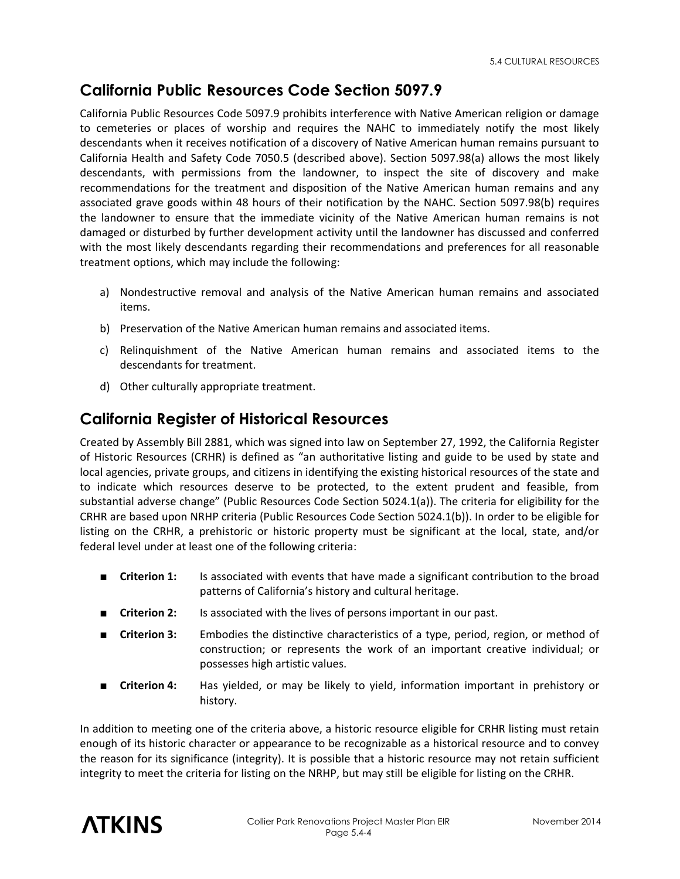## California Public Resources Code Section 5097.9

California Public Resources Code 5097.9 prohibits interference with Native American religion or damage to cemeteries or places of worship and requires the NAHC to immediately notify the most likely descendants when it receives notification of a discovery of Native American human remains pursuant to California Health and Safety Code 7050.5 (described above). Section 5097.98(a) allows the most likely descendants, with permissions from the landowner, to inspect the site of discovery and make recommendations for the treatment and disposition of the Native American human remains and any associated grave goods within 48 hours of their notification by the NAHC. Section 5097.98(b) requires the landowner to ensure that the immediate vicinity of the Native American human remains is not damaged or disturbed by further development activity until the landowner has discussed and conferred with the most likely descendants regarding their recommendations and preferences for all reasonable treatment options, which may include the following:

a) Nondestructive removal and analysis of the Native American human remains and associated items.

b) Preservation of the Native American human remains and associated items.

c) Relinquishment of the Native American human remains and associated items to the descendants for treatment.

d) Other culturally appropriate treatment.

## California Register of Historical Resources

Created by Assembly Bill 2881, which was signed into law on September 27, 1992, the California Register of Historic Resources (CRHR) is defined as "an authoritative listing and guide to be used by state and local agencies, private groups, and citizens in identifying the existing historical resources of the state and to indicate which resources deserve to be protected, to the extent prudent and feasible, from substantial adverse change" (Public Resources Code Section 5024.1(a)). The criteria for eligibility for the CRHR are based upon NRHP criteria (Public Resources Code Section 5024.1(b)). In order to be eligible for listing on the CRHR, a prehistoric or historic property must be significant at the local, state, and/or federal level under at least one of the following criteria:

- **Criterion 1:** Is associated with events that have made a significant contribution to the broad patterns of California's history and cultural heritage.
- **Criterion 2:** Is associated with the lives of persons important in our past.
- **Criterion 3:** Embodies the distinctive characteristics of a type, period, region, or method of construction; or represents the work of an important creative individual; or possesses high artistic values.
- **Criterion 4:** Has yielded, or may be likely to yield, information important in prehistory or history.

In addition to meeting one of the criteria above, a historic resource eligible for CRHR listing must retain enough of its historic character or appearance to be recognizable as a historical resource and to convey the reason for its significance (integrity). It is possible that a historic resource may not retain sufficient integrity to meet the criteria for listing on the NRHP, but may still be eligible for listing on the CRHR.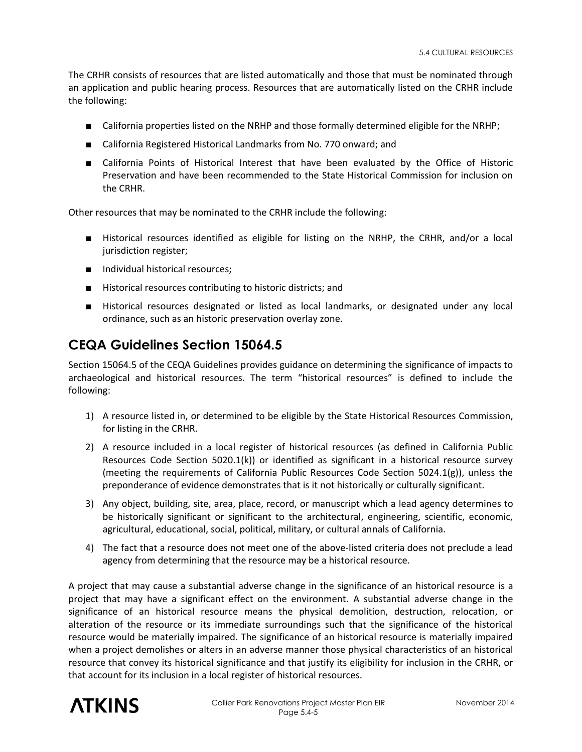The CRHR consists of resources that are listed automatically and those that must be nominated through an application and public hearing process. Resources that are automatically listed on the CRHR include the following:

- California properties listed on the NRHP and those formally determined eligible for the NRHP;
- California Registered Historical Landmarks from No. 770 onward; and
- California Points of Historical Interest that have been evaluated by the Office of Historic Preservation and have been recommended to the State Historical Commission for inclusion on the CRHR.

Other resources that may be nominated to the CRHR include the following:

- Historical resources identified as eligible for listing on the NRHP, the CRHR, and/or a local jurisdiction register;
- Individual historical resources;
- Historical resources contributing to historic districts; and
- Historical resources designated or listed as local landmarks, or designated under any local ordinance, such as an historic preservation overlay zone.

## CEQA Guidelines Section 15064.5

Section 15064.5 of the CEQA Guidelines provides guidance on determining the significance of impacts to archaeological and historical resources. The term "historical resources" is defined to include the following:

1) A resource listed in, or determined to be eligible by the State Historical Resources Commission, for listing in the CRHR.
2) A resource included in a local register of historical resources (as defined in California Public Resources Code Section 5020.1(k)) or identified as significant in a historical resource survey (meeting the requirements of California Public Resources Code Section 5024.1(g)), unless the preponderance of evidence demonstrates that is it not historically or culturally significant.
3) Any object, building, site, area, place, record, or manuscript which a lead agency determines to be historically significant or significant to the architectural, engineering, scientific, economic, agricultural, educational, social, political, military, or cultural annals of California.
4) The fact that a resource does not meet one of the above-listed criteria does not preclude a lead agency from determining that the resource may be a historical resource.

A project that may cause a substantial adverse change in the significance of an historical resource is a project that may have a significant effect on the environment. A substantial adverse change in the significance of an historical resource means the physical demolition, destruction, relocation, or alteration of the resource or its immediate surroundings such that the significance of the historical resource would be materially impaired. The significance of an historical resource is materially impaired when a project demolishes or alters in an adverse manner those physical characteristics of an historical resource that convey its historical significance and that justify its eligibility for inclusion in the CRHR, or that account for its inclusion in a local register of historical resources.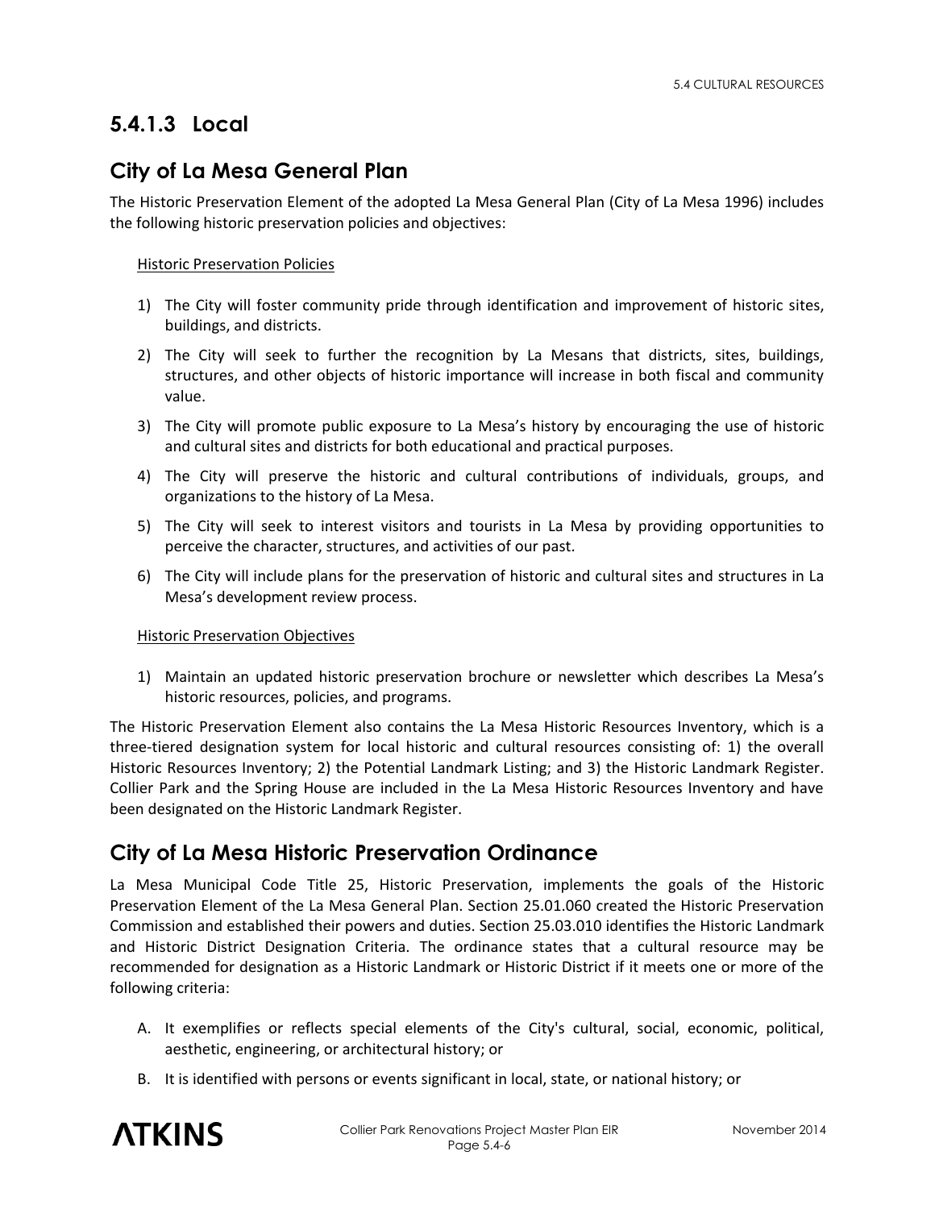### 5.4.1.3 Local

## City of La Mesa General Plan

The Historic Preservation Element of the adopted La Mesa General Plan (City of La Mesa 1996) includes the following historic preservation policies and objectives:

Historic Preservation Policies

1) The City will foster community pride through identification and improvement of historic sites, buildings, and districts.
2) The City will seek to further the recognition by La Mesans that districts, sites, buildings, structures, and other objects of historic importance will increase in both fiscal and community value.
3) The City will promote public exposure to La Mesa's history by encouraging the use of historic and cultural sites and districts for both educational and practical purposes.
4) The City will preserve the historic and cultural contributions of individuals, groups, and organizations to the history of La Mesa.
5) The City will seek to interest visitors and tourists in La Mesa by providing opportunities to perceive the character, structures, and activities of our past.
6) The City will include plans for the preservation of historic and cultural sites and structures in La Mesa's development review process.

Historic Preservation Objectives

1) Maintain an updated historic preservation brochure or newsletter which describes La Mesa's historic resources, policies, and programs.

The Historic Preservation Element also contains the La Mesa Historic Resources Inventory, which is a three-tiered designation system for local historic and cultural resources consisting of: 1) the overall Historic Resources Inventory; 2) the Potential Landmark Listing; and 3) the Historic Landmark Register. Collier Park and the Spring House are included in the La Mesa Historic Resources Inventory and have been designated on the Historic Landmark Register.

## City of La Mesa Historic Preservation Ordinance

La Mesa Municipal Code Title 25, Historic Preservation, implements the goals of the Historic Preservation Element of the La Mesa General Plan. Section 25.01.060 created the Historic Preservation Commission and established their powers and duties. Section 25.03.010 identifies the Historic Landmark and Historic District Designation Criteria. The ordinance states that a cultural resource may be recommended for designation as a Historic Landmark or Historic District if it meets one or more of the following criteria:

A. It exemplifies or reflects special elements of the City's cultural, social, economic, political, aesthetic, engineering, or architectural history; or
B. It is identified with persons or events significant in local, state, or national history; or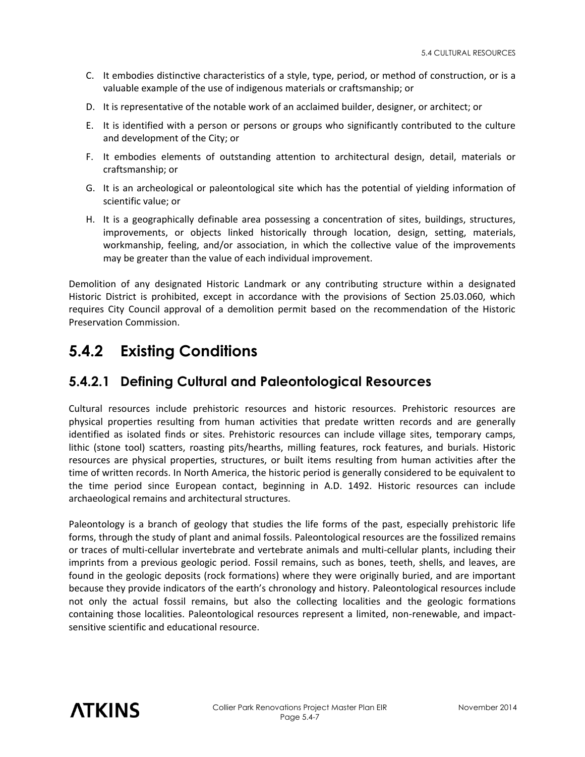C. It embodies distinctive characteristics of a style, type, period, or method of construction, or is a valuable example of the use of indigenous materials or craftsmanship; or

D. It is representative of the notable work of an acclaimed builder, designer, or architect; or

E. It is identified with a person or persons or groups who significantly contributed to the culture and development of the City; or

F. It embodies elements of outstanding attention to architectural design, detail, materials or craftsmanship; or

G. It is an archeological or paleontological site which has the potential of yielding information of scientific value; or

H. It is a geographically definable area possessing a concentration of sites, buildings, structures, improvements, or objects linked historically through location, design, setting, materials, workmanship, feeling, and/or association, in which the collective value of the improvements may be greater than the value of each individual improvement.

Demolition of any designated Historic Landmark or any contributing structure within a designated Historic District is prohibited, except in accordance with the provisions of Section 25.03.060, which requires City Council approval of a demolition permit based on the recommendation of the Historic Preservation Commission.

## 5.4.2 Existing Conditions

### 5.4.2.1 Defining Cultural and Paleontological Resources

Cultural resources include prehistoric resources and historic resources. Prehistoric resources are physical properties resulting from human activities that predate written records and are generally identified as isolated finds or sites. Prehistoric resources can include village sites, temporary camps, lithic (stone tool) scatters, roasting pits/hearths, milling features, rock features, and burials. Historic resources are physical properties, structures, or built items resulting from human activities after the time of written records. In North America, the historic period is generally considered to be equivalent to the time period since European contact, beginning in A.D. 1492. Historic resources can include archaeological remains and architectural structures.

Paleontology is a branch of geology that studies the life forms of the past, especially prehistoric life forms, through the study of plant and animal fossils. Paleontological resources are the fossilized remains or traces of multi-cellular invertebrate and vertebrate animals and multi-cellular plants, including their imprints from a previous geologic period. Fossil remains, such as bones, teeth, shells, and leaves, are found in the geologic deposits (rock formations) where they were originally buried, and are important because they provide indicators of the earth's chronology and history. Paleontological resources include not only the actual fossil remains, but also the collecting localities and the geologic formations containing those localities. Paleontological resources represent a limited, non-renewable, and impact-sensitive scientific and educational resource.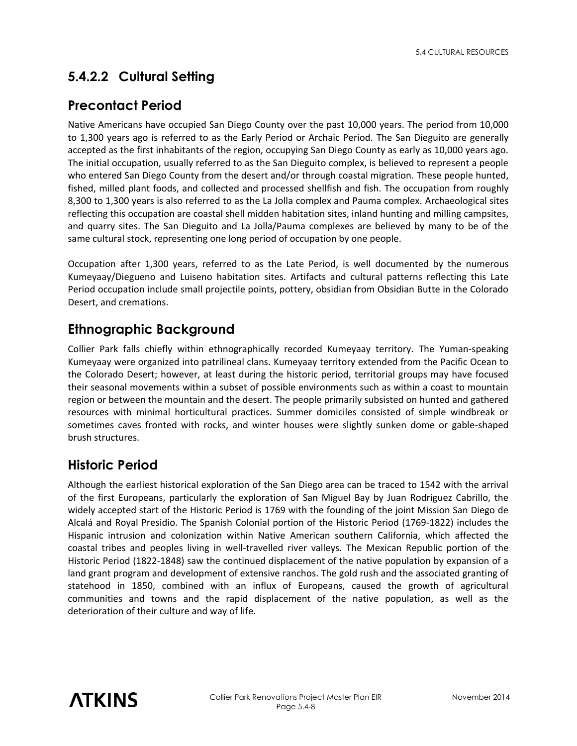### 5.4.2.2 Cultural Setting

## Precontact Period

Native Americans have occupied San Diego County over the past 10,000 years. The period from 10,000 to 1,300 years ago is referred to as the Early Period or Archaic Period. The San Dieguito are generally accepted as the first inhabitants of the region, occupying San Diego County as early as 10,000 years ago. The initial occupation, usually referred to as the San Dieguito complex, is believed to represent a people who entered San Diego County from the desert and/or through coastal migration. These people hunted, fished, milled plant foods, and collected and processed shellfish and fish. The occupation from roughly 8,300 to 1,300 years is also referred to as the La Jolla complex and Pauma complex. Archaeological sites reflecting this occupation are coastal shell midden habitation sites, inland hunting and milling campsites, and quarry sites. The San Dieguito and La Jolla/Pauma complexes are believed by many to be of the same cultural stock, representing one long period of occupation by one people.

Occupation after 1,300 years, referred to as the Late Period, is well documented by the numerous Kumeyaay/Diegueno and Luiseno habitation sites. Artifacts and cultural patterns reflecting this Late Period occupation include small projectile points, pottery, obsidian from Obsidian Butte in the Colorado Desert, and cremations.

## Ethnographic Background

Collier Park falls chiefly within ethnographically recorded Kumeyaay territory. The Yuman-speaking Kumeyaay were organized into patrilineal clans. Kumeyaay territory extended from the Pacific Ocean to the Colorado Desert; however, at least during the historic period, territorial groups may have focused their seasonal movements within a subset of possible environments such as within a coast to mountain region or between the mountain and the desert. The people primarily subsisted on hunted and gathered resources with minimal horticultural practices. Summer domiciles consisted of simple windbreak or sometimes caves fronted with rocks, and winter houses were slightly sunken dome or gable-shaped brush structures.

## Historic Period

Although the earliest historical exploration of the San Diego area can be traced to 1542 with the arrival of the first Europeans, particularly the exploration of San Miguel Bay by Juan Rodriguez Cabrillo, the widely accepted start of the Historic Period is 1769 with the founding of the joint Mission San Diego de Alcalá and Royal Presidio. The Spanish Colonial portion of the Historic Period (1769-1822) includes the Hispanic intrusion and colonization within Native American southern California, which affected the coastal tribes and peoples living in well-travelled river valleys. The Mexican Republic portion of the Historic Period (1822-1848) saw the continued displacement of the native population by expansion of a land grant program and development of extensive ranchos. The gold rush and the associated granting of statehood in 1850, combined with an influx of Europeans, caused the growth of agricultural communities and towns and the rapid displacement of the native population, as well as the deterioration of their culture and way of life.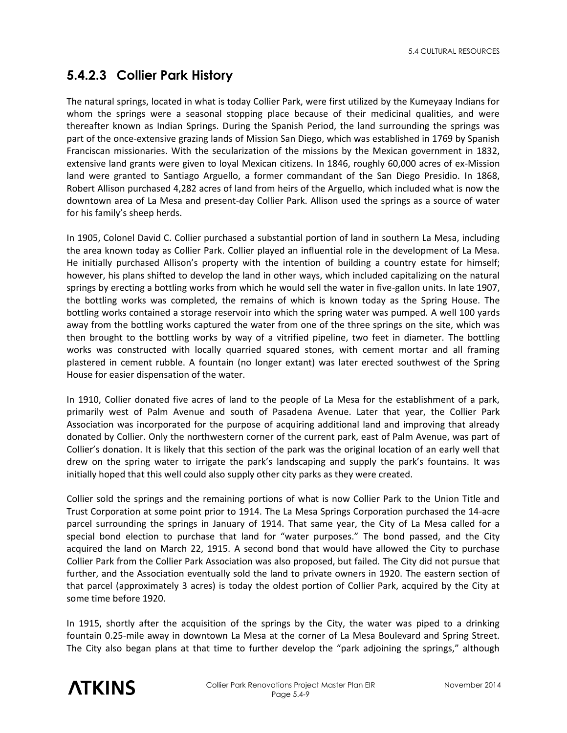### 5.4.2.3 Collier Park History

The natural springs, located in what is today Collier Park, were first utilized by the Kumeyaay Indians for whom the springs were a seasonal stopping place because of their medicinal qualities, and were thereafter known as Indian Springs. During the Spanish Period, the land surrounding the springs was part of the once-extensive grazing lands of Mission San Diego, which was established in 1769 by Spanish Franciscan missionaries. With the secularization of the missions by the Mexican government in 1832, extensive land grants were given to loyal Mexican citizens. In 1846, roughly 60,000 acres of ex-Mission land were granted to Santiago Arguello, a former commandant of the San Diego Presidio. In 1868, Robert Allison purchased 4,282 acres of land from heirs of the Arguello, which included what is now the downtown area of La Mesa and present-day Collier Park. Allison used the springs as a source of water for his family's sheep herds.

In 1905, Colonel David C. Collier purchased a substantial portion of land in southern La Mesa, including the area known today as Collier Park. Collier played an influential role in the development of La Mesa. He initially purchased Allison's property with the intention of building a country estate for himself; however, his plans shifted to develop the land in other ways, which included capitalizing on the natural springs by erecting a bottling works from which he would sell the water in five-gallon units. In late 1907, the bottling works was completed, the remains of which is known today as the Spring House. The bottling works contained a storage reservoir into which the spring water was pumped. A well 100 yards away from the bottling works captured the water from one of the three springs on the site, which was then brought to the bottling works by way of a vitrified pipeline, two feet in diameter. The bottling works was constructed with locally quarried squared stones, with cement mortar and all framing plastered in cement rubble. A fountain (no longer extant) was later erected southwest of the Spring House for easier dispensation of the water.

In 1910, Collier donated five acres of land to the people of La Mesa for the establishment of a park, primarily west of Palm Avenue and south of Pasadena Avenue. Later that year, the Collier Park Association was incorporated for the purpose of acquiring additional land and improving that already donated by Collier. Only the northwestern corner of the current park, east of Palm Avenue, was part of Collier's donation. It is likely that this section of the park was the original location of an early well that drew on the spring water to irrigate the park's landscaping and supply the park's fountains. It was initially hoped that this well could also supply other city parks as they were created.

Collier sold the springs and the remaining portions of what is now Collier Park to the Union Title and Trust Corporation at some point prior to 1914. The La Mesa Springs Corporation purchased the 14-acre parcel surrounding the springs in January of 1914. That same year, the City of La Mesa called for a special bond election to purchase that land for "water purposes." The bond passed, and the City acquired the land on March 22, 1915. A second bond that would have allowed the City to purchase Collier Park from the Collier Park Association was also proposed, but failed. The City did not pursue that further, and the Association eventually sold the land to private owners in 1920. The eastern section of that parcel (approximately 3 acres) is today the oldest portion of Collier Park, acquired by the City at some time before 1920.

In 1915, shortly after the acquisition of the springs by the City, the water was piped to a drinking fountain 0.25-mile away in downtown La Mesa at the corner of La Mesa Boulevard and Spring Street. The City also began plans at that time to further develop the "park adjoining the springs," although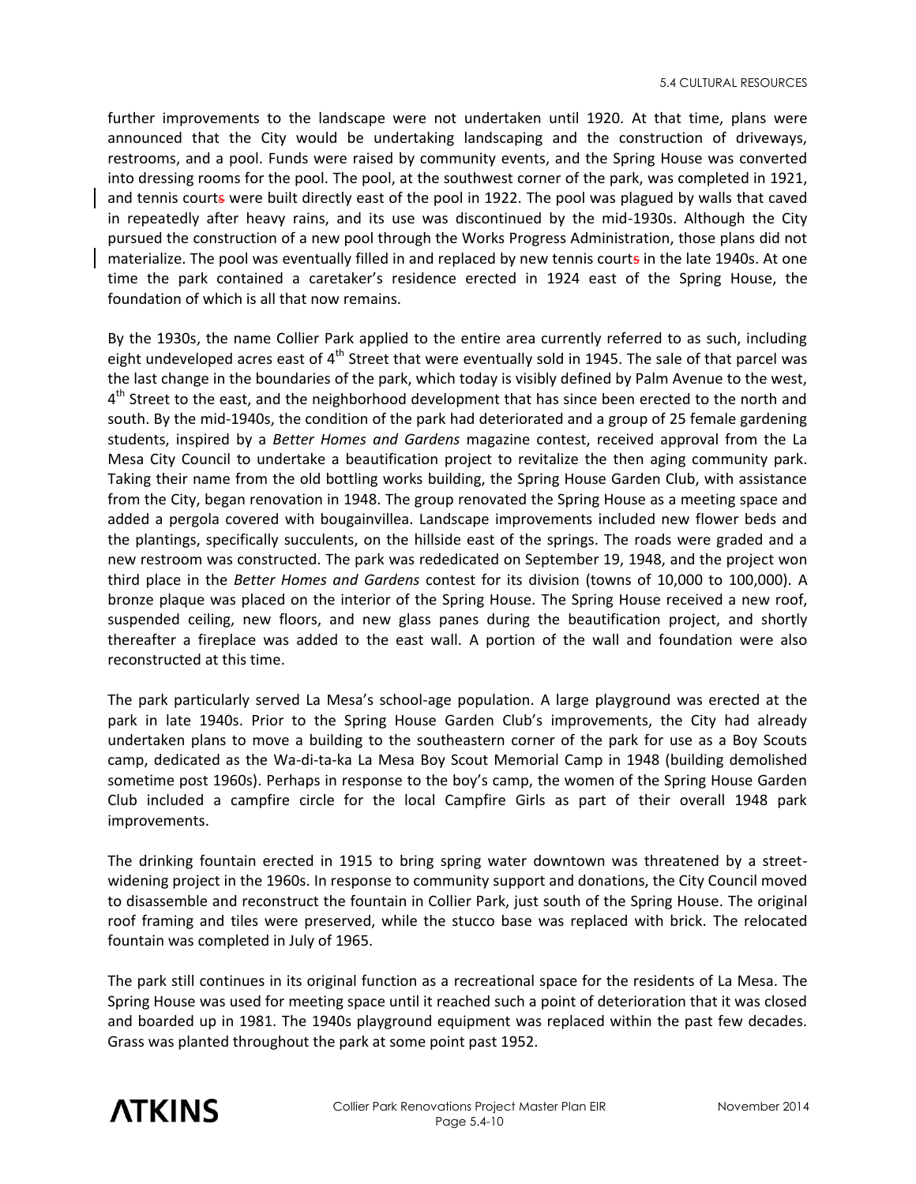further improvements to the landscape were not undertaken until 1920. At that time, plans were announced that the City would be undertaking landscaping and the construction of driveways, restrooms, and a pool. Funds were raised by community events, and the Spring House was converted into dressing rooms for the pool. The pool, at the southwest corner of the park, was completed in 1921, and tennis court~~s~~ were built directly east of the pool in 1922. The pool was plagued by walls that caved in repeatedly after heavy rains, and its use was discontinued by the mid-1930s. Although the City pursued the construction of a new pool through the Works Progress Administration, those plans did not materialize. The pool was eventually filled in and replaced by new tennis court~~s~~ in the late 1940s. At one time the park contained a caretaker's residence erected in 1924 east of the Spring House, the foundation of which is all that now remains.

By the 1930s, the name Collier Park applied to the entire area currently referred to as such, including eight undeveloped acres east of 4th Street that were eventually sold in 1945. The sale of that parcel was the last change in the boundaries of the park, which today is visibly defined by Palm Avenue to the west, 4th Street to the east, and the neighborhood development that has since been erected to the north and south. By the mid-1940s, the condition of the park had deteriorated and a group of 25 female gardening students, inspired by a *Better Homes and Gardens* magazine contest, received approval from the La Mesa City Council to undertake a beautification project to revitalize the then aging community park. Taking their name from the old bottling works building, the Spring House Garden Club, with assistance from the City, began renovation in 1948. The group renovated the Spring House as a meeting space and added a pergola covered with bougainvillea. Landscape improvements included new flower beds and the plantings, specifically succulents, on the hillside east of the springs. The roads were graded and a new restroom was constructed. The park was rededicated on September 19, 1948, and the project won third place in the *Better Homes and Gardens* contest for its division (towns of 10,000 to 100,000). A bronze plaque was placed on the interior of the Spring House. The Spring House received a new roof, suspended ceiling, new floors, and new glass panes during the beautification project, and shortly thereafter a fireplace was added to the east wall. A portion of the wall and foundation were also reconstructed at this time.

The park particularly served La Mesa's school-age population. A large playground was erected at the park in late 1940s. Prior to the Spring House Garden Club's improvements, the City had already undertaken plans to move a building to the southeastern corner of the park for use as a Boy Scouts camp, dedicated as the Wa-di-ta-ka La Mesa Boy Scout Memorial Camp in 1948 (building demolished sometime post 1960s). Perhaps in response to the boy's camp, the women of the Spring House Garden Club included a campfire circle for the local Campfire Girls as part of their overall 1948 park improvements.

The drinking fountain erected in 1915 to bring spring water downtown was threatened by a street-widening project in the 1960s. In response to community support and donations, the City Council moved to disassemble and reconstruct the fountain in Collier Park, just south of the Spring House. The original roof framing and tiles were preserved, while the stucco base was replaced with brick. The relocated fountain was completed in July of 1965.

The park still continues in its original function as a recreational space for the residents of La Mesa. The Spring House was used for meeting space until it reached such a point of deterioration that it was closed and boarded up in 1981. The 1940s playground equipment was replaced within the past few decades. Grass was planted throughout the park at some point past 1952.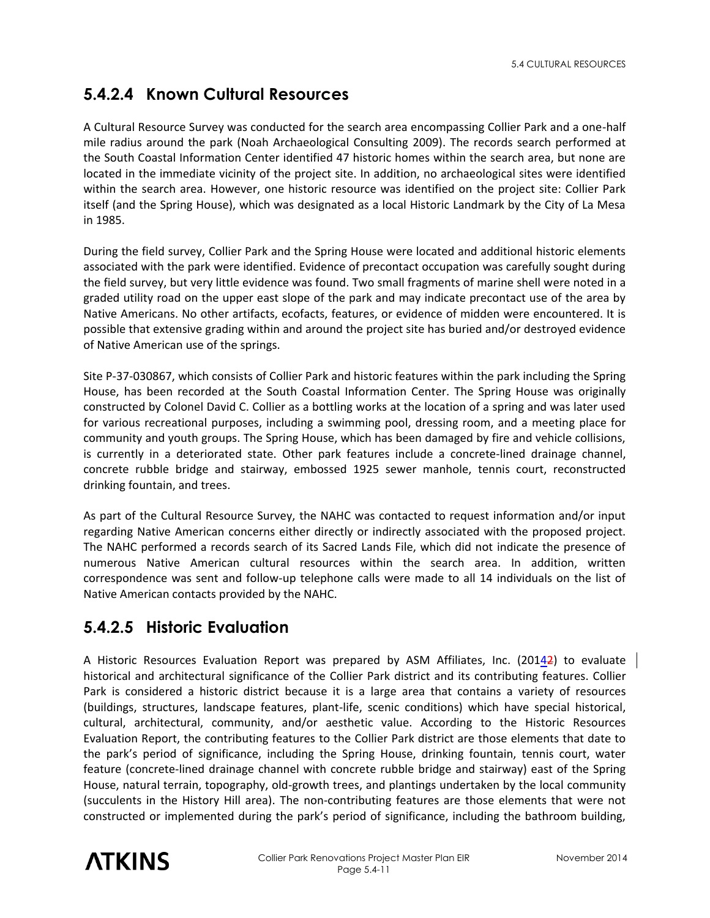## 5.4.2.4 Known Cultural Resources

A Cultural Resource Survey was conducted for the search area encompassing Collier Park and a one-half mile radius around the park (Noah Archaeological Consulting 2009). The records search performed at the South Coastal Information Center identified 47 historic homes within the search area, but none are located in the immediate vicinity of the project site. In addition, no archaeological sites were identified within the search area. However, one historic resource was identified on the project site: Collier Park itself (and the Spring House), which was designated as a local Historic Landmark by the City of La Mesa in 1985.

During the field survey, Collier Park and the Spring House were located and additional historic elements associated with the park were identified. Evidence of precontact occupation was carefully sought during the field survey, but very little evidence was found. Two small fragments of marine shell were noted in a graded utility road on the upper east slope of the park and may indicate precontact use of the area by Native Americans. No other artifacts, ecofacts, features, or evidence of midden were encountered. It is possible that extensive grading within and around the project site has buried and/or destroyed evidence of Native American use of the springs.

Site P-37-030867, which consists of Collier Park and historic features within the park including the Spring House, has been recorded at the South Coastal Information Center. The Spring House was originally constructed by Colonel David C. Collier as a bottling works at the location of a spring and was later used for various recreational purposes, including a swimming pool, dressing room, and a meeting place for community and youth groups. The Spring House, which has been damaged by fire and vehicle collisions, is currently in a deteriorated state. Other park features include a concrete-lined drainage channel, concrete rubble bridge and stairway, embossed 1925 sewer manhole, tennis court, reconstructed drinking fountain, and trees.

As part of the Cultural Resource Survey, the NAHC was contacted to request information and/or input regarding Native American concerns either directly or indirectly associated with the proposed project. The NAHC performed a records search of its Sacred Lands File, which did not indicate the presence of numerous Native American cultural resources within the search area. In addition, written correspondence was sent and follow-up telephone calls were made to all 14 individuals on the list of Native American contacts provided by the NAHC.

## 5.4.2.5 Historic Evaluation

A Historic Resources Evaluation Report was prepared by ASM Affiliates, Inc. (2014~~2~~) to evaluate historical and architectural significance of the Collier Park district and its contributing features. Collier Park is considered a historic district because it is a large area that contains a variety of resources (buildings, structures, landscape features, plant-life, scenic conditions) which have special historical, cultural, architectural, community, and/or aesthetic value. According to the Historic Resources Evaluation Report, the contributing features to the Collier Park district are those elements that date to the park's period of significance, including the Spring House, drinking fountain, tennis court, water feature (concrete-lined drainage channel with concrete rubble bridge and stairway) east of the Spring House, natural terrain, topography, old-growth trees, and plantings undertaken by the local community (succulents in the History Hill area). The non-contributing features are those elements that were not constructed or implemented during the park's period of significance, including the bathroom building,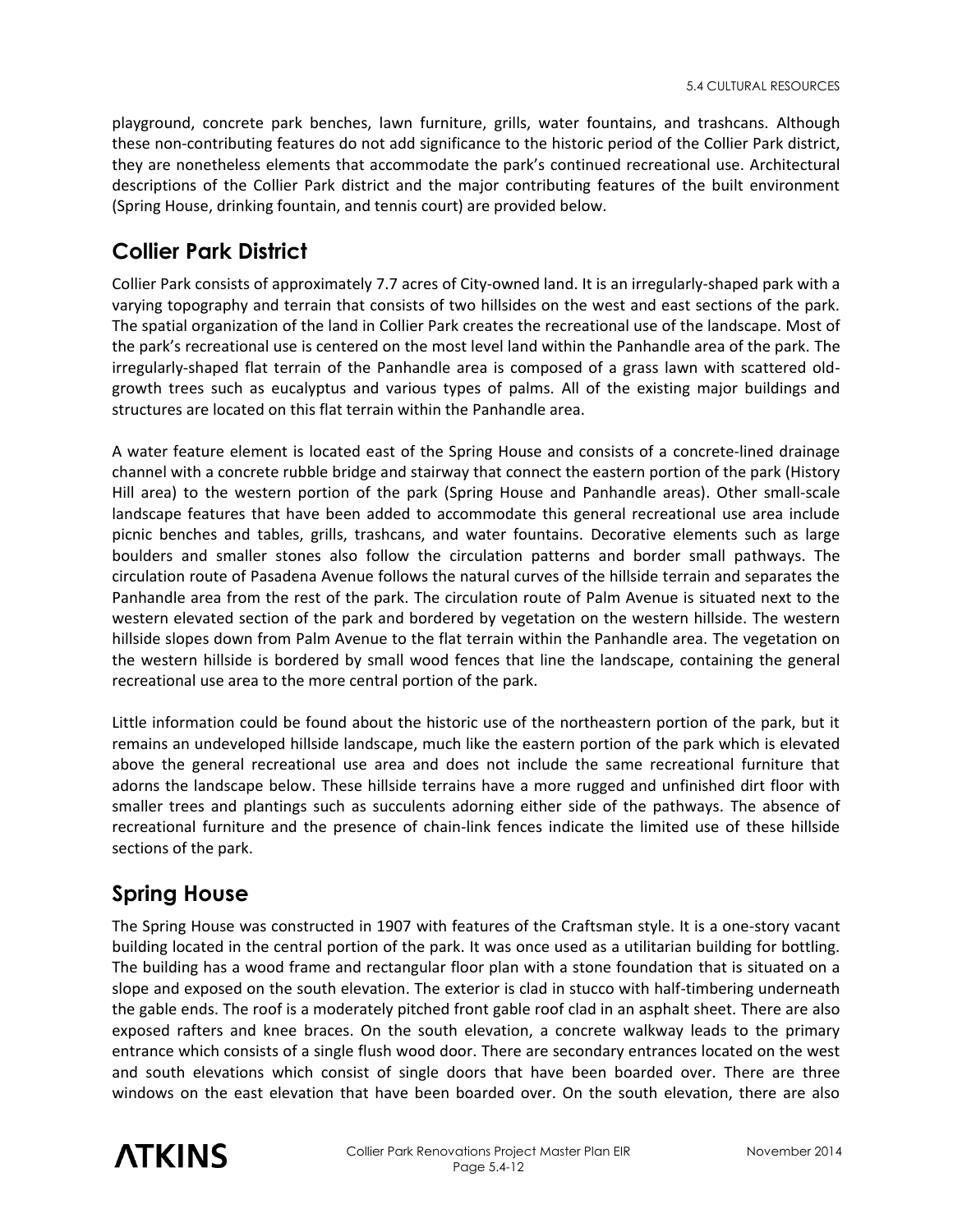playground, concrete park benches, lawn furniture, grills, water fountains, and trashcans. Although these non-contributing features do not add significance to the historic period of the Collier Park district, they are nonetheless elements that accommodate the park's continued recreational use. Architectural descriptions of the Collier Park district and the major contributing features of the built environment (Spring House, drinking fountain, and tennis court) are provided below.

## Collier Park District

Collier Park consists of approximately 7.7 acres of City-owned land. It is an irregularly-shaped park with a varying topography and terrain that consists of two hillsides on the west and east sections of the park. The spatial organization of the land in Collier Park creates the recreational use of the landscape. Most of the park's recreational use is centered on the most level land within the Panhandle area of the park. The irregularly-shaped flat terrain of the Panhandle area is composed of a grass lawn with scattered old-growth trees such as eucalyptus and various types of palms. All of the existing major buildings and structures are located on this flat terrain within the Panhandle area.

A water feature element is located east of the Spring House and consists of a concrete-lined drainage channel with a concrete rubble bridge and stairway that connect the eastern portion of the park (History Hill area) to the western portion of the park (Spring House and Panhandle areas). Other small-scale landscape features that have been added to accommodate this general recreational use area include picnic benches and tables, grills, trashcans, and water fountains. Decorative elements such as large boulders and smaller stones also follow the circulation patterns and border small pathways. The circulation route of Pasadena Avenue follows the natural curves of the hillside terrain and separates the Panhandle area from the rest of the park. The circulation route of Palm Avenue is situated next to the western elevated section of the park and bordered by vegetation on the western hillside. The western hillside slopes down from Palm Avenue to the flat terrain within the Panhandle area. The vegetation on the western hillside is bordered by small wood fences that line the landscape, containing the general recreational use area to the more central portion of the park.

Little information could be found about the historic use of the northeastern portion of the park, but it remains an undeveloped hillside landscape, much like the eastern portion of the park which is elevated above the general recreational use area and does not include the same recreational furniture that adorns the landscape below. These hillside terrains have a more rugged and unfinished dirt floor with smaller trees and plantings such as succulents adorning either side of the pathways. The absence of recreational furniture and the presence of chain-link fences indicate the limited use of these hillside sections of the park.

## Spring House

The Spring House was constructed in 1907 with features of the Craftsman style. It is a one-story vacant building located in the central portion of the park. It was once used as a utilitarian building for bottling. The building has a wood frame and rectangular floor plan with a stone foundation that is situated on a slope and exposed on the south elevation. The exterior is clad in stucco with half-timbering underneath the gable ends. The roof is a moderately pitched front gable roof clad in an asphalt sheet. There are also exposed rafters and knee braces. On the south elevation, a concrete walkway leads to the primary entrance which consists of a single flush wood door. There are secondary entrances located on the west and south elevations which consist of single doors that have been boarded over. There are three windows on the east elevation that have been boarded over. On the south elevation, there are also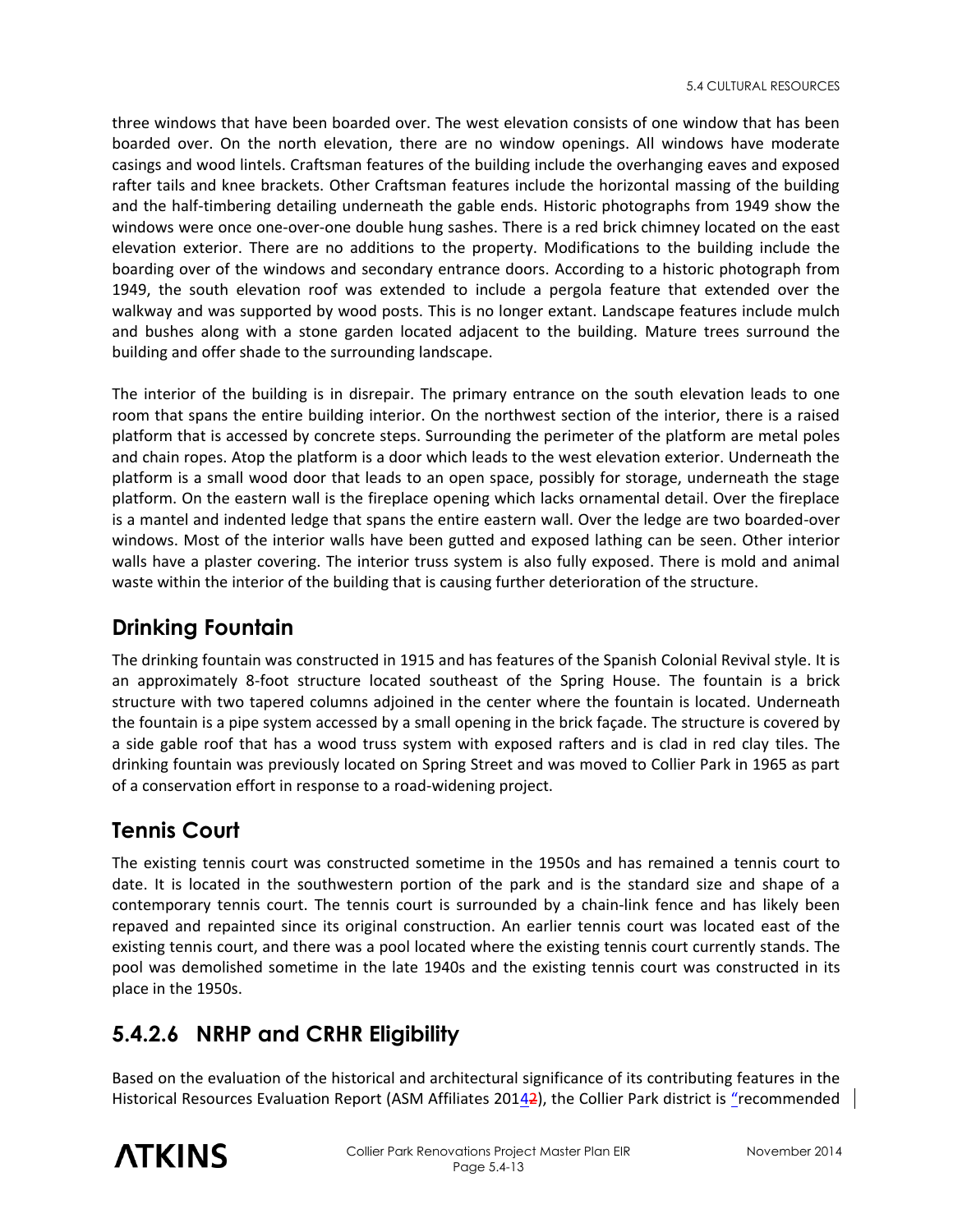three windows that have been boarded over. The west elevation consists of one window that has been boarded over. On the north elevation, there are no window openings. All windows have moderate casings and wood lintels. Craftsman features of the building include the overhanging eaves and exposed rafter tails and knee brackets. Other Craftsman features include the horizontal massing of the building and the half-timbering detailing underneath the gable ends. Historic photographs from 1949 show the windows were once one-over-one double hung sashes. There is a red brick chimney located on the east elevation exterior. There are no additions to the property. Modifications to the building include the boarding over of the windows and secondary entrance doors. According to a historic photograph from 1949, the south elevation roof was extended to include a pergola feature that extended over the walkway and was supported by wood posts. This is no longer extant. Landscape features include mulch and bushes along with a stone garden located adjacent to the building. Mature trees surround the building and offer shade to the surrounding landscape.

The interior of the building is in disrepair. The primary entrance on the south elevation leads to one room that spans the entire building interior. On the northwest section of the interior, there is a raised platform that is accessed by concrete steps. Surrounding the perimeter of the platform are metal poles and chain ropes. Atop the platform is a door which leads to the west elevation exterior. Underneath the platform is a small wood door that leads to an open space, possibly for storage, underneath the stage platform. On the eastern wall is the fireplace opening which lacks ornamental detail. Over the fireplace is a mantel and indented ledge that spans the entire eastern wall. Over the ledge are two boarded-over windows. Most of the interior walls have been gutted and exposed lathing can be seen. Other interior walls have a plaster covering. The interior truss system is also fully exposed. There is mold and animal waste within the interior of the building that is causing further deterioration of the structure.

## Drinking Fountain

The drinking fountain was constructed in 1915 and has features of the Spanish Colonial Revival style. It is an approximately 8-foot structure located southeast of the Spring House. The fountain is a brick structure with two tapered columns adjoined in the center where the fountain is located. Underneath the fountain is a pipe system accessed by a small opening in the brick façade. The structure is covered by a side gable roof that has a wood truss system with exposed rafters and is clad in red clay tiles. The drinking fountain was previously located on Spring Street and was moved to Collier Park in 1965 as part of a conservation effort in response to a road-widening project.

## Tennis Court

The existing tennis court was constructed sometime in the 1950s and has remained a tennis court to date. It is located in the southwestern portion of the park and is the standard size and shape of a contemporary tennis court. The tennis court is surrounded by a chain-link fence and has likely been repaved and repainted since its original construction. An earlier tennis court was located east of the existing tennis court, and there was a pool located where the existing tennis court currently stands. The pool was demolished sometime in the late 1940s and the existing tennis court was constructed in its place in the 1950s.

## 5.4.2.6 NRHP and CRHR Eligibility

Based on the evaluation of the historical and architectural significance of its contributing features in the Historical Resources Evaluation Report (ASM Affiliates 2014~~2~~), the Collier Park district is "recommended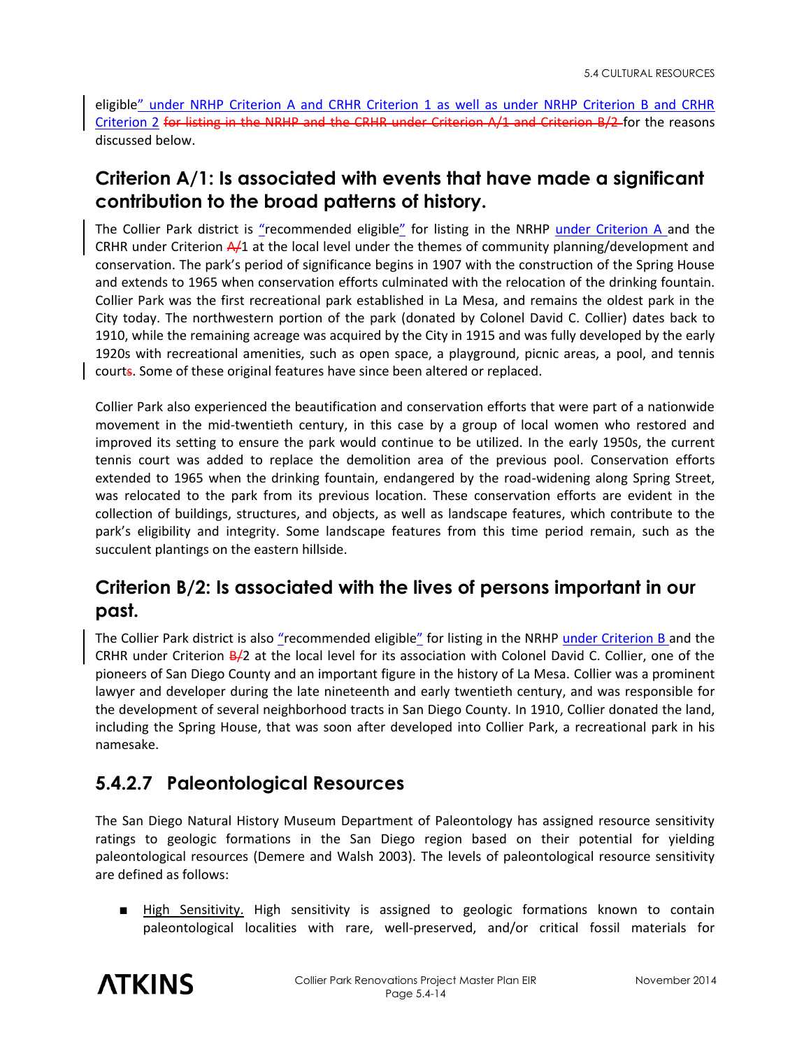eligible" under NRHP Criterion A and CRHR Criterion 1 as well as under NRHP Criterion B and CRHR Criterion 2 ~~for listing in the NRHP and the CRHR under Criterion A/1 and Criterion B/2~~ for the reasons discussed below.

## Criterion A/1: Is associated with events that have made a significant contribution to the broad patterns of history.

The Collier Park district is "recommended eligible" for listing in the NRHP under Criterion A and the CRHR under Criterion ~~A/~~1 at the local level under the themes of community planning/development and conservation. The park's period of significance begins in 1907 with the construction of the Spring House and extends to 1965 when conservation efforts culminated with the relocation of the drinking fountain. Collier Park was the first recreational park established in La Mesa, and remains the oldest park in the City today. The northwestern portion of the park (donated by Colonel David C. Collier) dates back to 1910, while the remaining acreage was acquired by the City in 1915 and was fully developed by the early 1920s with recreational amenities, such as open space, a playground, picnic areas, a pool, and tennis court~~s~~. Some of these original features have since been altered or replaced.

Collier Park also experienced the beautification and conservation efforts that were part of a nationwide movement in the mid-twentieth century, in this case by a group of local women who restored and improved its setting to ensure the park would continue to be utilized. In the early 1950s, the current tennis court was added to replace the demolition area of the previous pool. Conservation efforts extended to 1965 when the drinking fountain, endangered by the road-widening along Spring Street, was relocated to the park from its previous location. These conservation efforts are evident in the collection of buildings, structures, and objects, as well as landscape features, which contribute to the park's eligibility and integrity. Some landscape features from this time period remain, such as the succulent plantings on the eastern hillside.

## Criterion B/2: Is associated with the lives of persons important in our past.

The Collier Park district is also "recommended eligible" for listing in the NRHP under Criterion B and the CRHR under Criterion ~~B/~~2 at the local level for its association with Colonel David C. Collier, one of the pioneers of San Diego County and an important figure in the history of La Mesa. Collier was a prominent lawyer and developer during the late nineteenth and early twentieth century, and was responsible for the development of several neighborhood tracts in San Diego County. In 1910, Collier donated the land, including the Spring House, that was soon after developed into Collier Park, a recreational park in his namesake.

## 5.4.2.7 Paleontological Resources

The San Diego Natural History Museum Department of Paleontology has assigned resource sensitivity ratings to geologic formations in the San Diego region based on their potential for yielding paleontological resources (Demere and Walsh 2003). The levels of paleontological resource sensitivity are defined as follows:

- High Sensitivity. High sensitivity is assigned to geologic formations known to contain paleontological localities with rare, well-preserved, and/or critical fossil materials for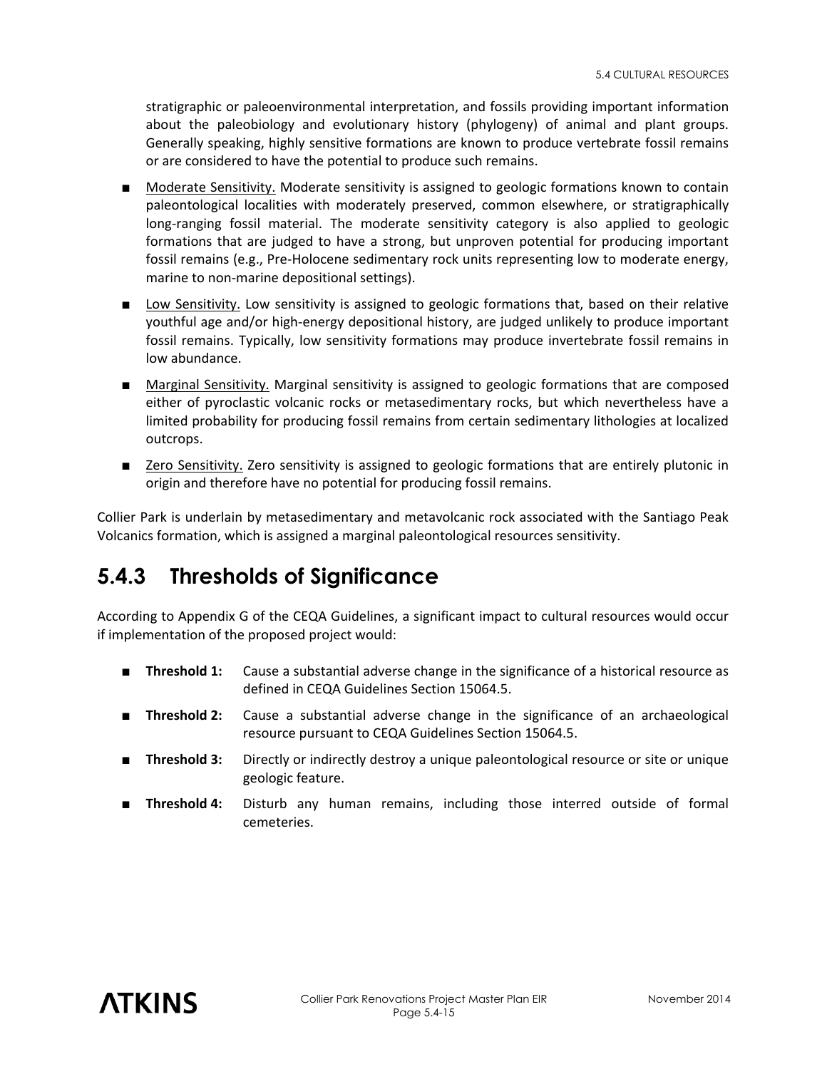stratigraphic or paleoenvironmental interpretation, and fossils providing important information about the paleobiology and evolutionary history (phylogeny) of animal and plant groups. Generally speaking, highly sensitive formations are known to produce vertebrate fossil remains or are considered to have the potential to produce such remains.

- Moderate Sensitivity. Moderate sensitivity is assigned to geologic formations known to contain paleontological localities with moderately preserved, common elsewhere, or stratigraphically long-ranging fossil material. The moderate sensitivity category is also applied to geologic formations that are judged to have a strong, but unproven potential for producing important fossil remains (e.g., Pre-Holocene sedimentary rock units representing low to moderate energy, marine to non-marine depositional settings).
- Low Sensitivity. Low sensitivity is assigned to geologic formations that, based on their relative youthful age and/or high-energy depositional history, are judged unlikely to produce important fossil remains. Typically, low sensitivity formations may produce invertebrate fossil remains in low abundance.
- Marginal Sensitivity. Marginal sensitivity is assigned to geologic formations that are composed either of pyroclastic volcanic rocks or metasedimentary rocks, but which nevertheless have a limited probability for producing fossil remains from certain sedimentary lithologies at localized outcrops.
- Zero Sensitivity. Zero sensitivity is assigned to geologic formations that are entirely plutonic in origin and therefore have no potential for producing fossil remains.

Collier Park is underlain by metasedimentary and metavolcanic rock associated with the Santiago Peak Volcanics formation, which is assigned a marginal paleontological resources sensitivity.

## 5.4.3 Thresholds of Significance

According to Appendix G of the CEQA Guidelines, a significant impact to cultural resources would occur if implementation of the proposed project would:

- **Threshold 1:** Cause a substantial adverse change in the significance of a historical resource as defined in CEQA Guidelines Section 15064.5.
- **Threshold 2:** Cause a substantial adverse change in the significance of an archaeological resource pursuant to CEQA Guidelines Section 15064.5.
- **Threshold 3:** Directly or indirectly destroy a unique paleontological resource or site or unique geologic feature.
- **Threshold 4:** Disturb any human remains, including those interred outside of formal cemeteries.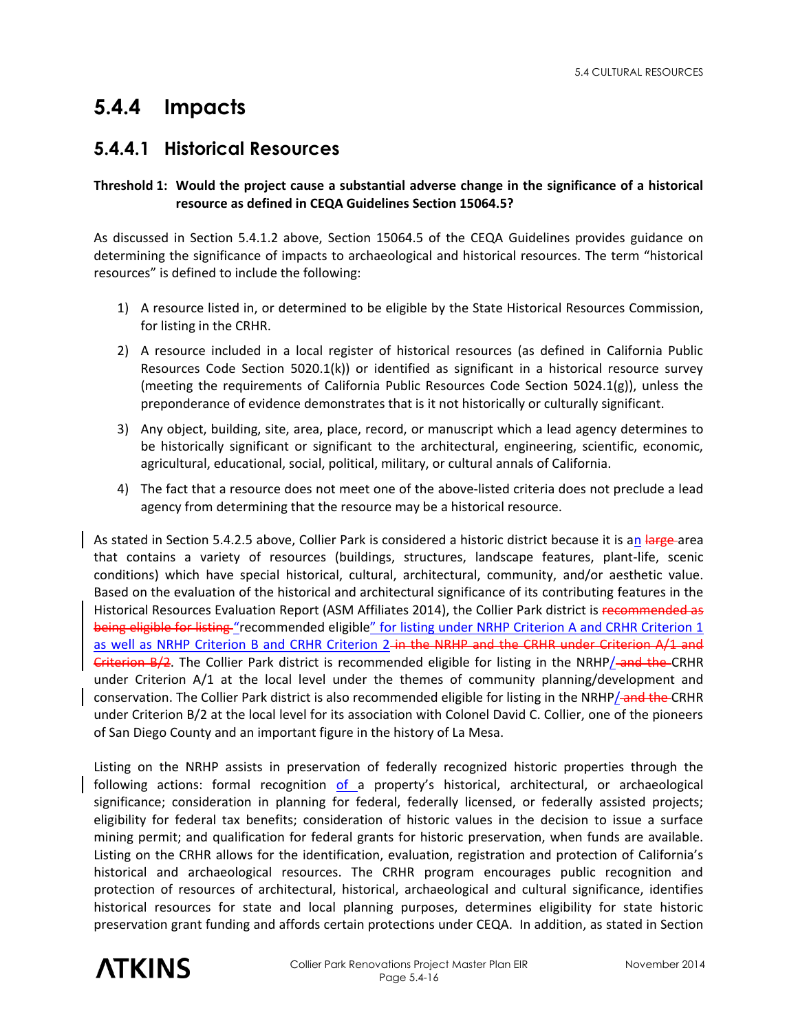# 5.4.4 Impacts

## 5.4.4.1 Historical Resources

**Threshold 1: Would the project cause a substantial adverse change in the significance of a historical resource as defined in CEQA Guidelines Section 15064.5?**

As discussed in Section 5.4.1.2 above, Section 15064.5 of the CEQA Guidelines provides guidance on determining the significance of impacts to archaeological and historical resources. The term "historical resources" is defined to include the following:

1) A resource listed in, or determined to be eligible by the State Historical Resources Commission, for listing in the CRHR.
2) A resource included in a local register of historical resources (as defined in California Public Resources Code Section 5020.1(k)) or identified as significant in a historical resource survey (meeting the requirements of California Public Resources Code Section 5024.1(g)), unless the preponderance of evidence demonstrates that is it not historically or culturally significant.
3) Any object, building, site, area, place, record, or manuscript which a lead agency determines to be historically significant or significant to the architectural, engineering, scientific, economic, agricultural, educational, social, political, military, or cultural annals of California.
4) The fact that a resource does not meet one of the above-listed criteria does not preclude a lead agency from determining that the resource may be a historical resource.

As stated in Section 5.4.2.5 above, Collier Park is considered a historic district because it is an ~~large~~ area that contains a variety of resources (buildings, structures, landscape features, plant-life, scenic conditions) which have special historical, cultural, architectural, community, and/or aesthetic value. Based on the evaluation of the historical and architectural significance of its contributing features in the Historical Resources Evaluation Report (ASM Affiliates 2014), the Collier Park district is ~~recommended as being eligible for listing~~ "recommended eligible" for listing under NRHP Criterion A and CRHR Criterion 1 as well as NRHP Criterion B and CRHR Criterion 2 ~~in the NRHP and the CRHR under Criterion A/1 and Criterion B/2~~. The Collier Park district is recommended eligible for listing in the NRHP/~~and the~~ CRHR under Criterion A/1 at the local level under the themes of community planning/development and conservation. The Collier Park district is also recommended eligible for listing in the NRHP/~~and the~~ CRHR under Criterion B/2 at the local level for its association with Colonel David C. Collier, one of the pioneers of San Diego County and an important figure in the history of La Mesa.

Listing on the NRHP assists in preservation of federally recognized historic properties through the following actions: formal recognition of a property's historical, architectural, or archaeological significance; consideration in planning for federal, federally licensed, or federally assisted projects; eligibility for federal tax benefits; consideration of historic values in the decision to issue a surface mining permit; and qualification for federal grants for historic preservation, when funds are available. Listing on the CRHR allows for the identification, evaluation, registration and protection of California's historical and archaeological resources. The CRHR program encourages public recognition and protection of resources of architectural, historical, archaeological and cultural significance, identifies historical resources for state and local planning purposes, determines eligibility for state historic preservation grant funding and affords certain protections under CEQA. In addition, as stated in Section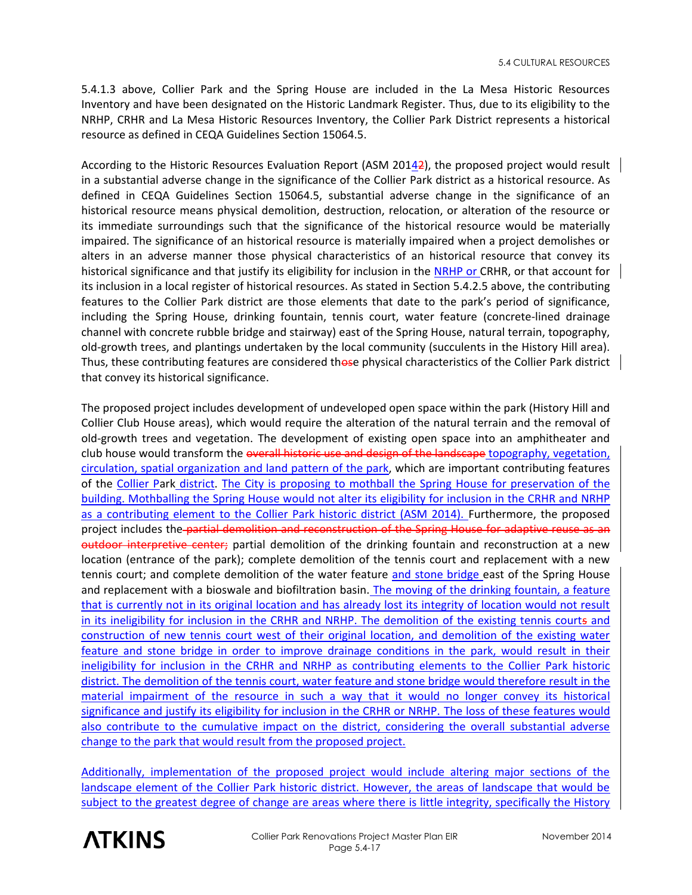5.4.1.3 above, Collier Park and the Spring House are included in the La Mesa Historic Resources Inventory and have been designated on the Historic Landmark Register. Thus, due to its eligibility to the NRHP, CRHR and La Mesa Historic Resources Inventory, the Collier Park District represents a historical resource as defined in CEQA Guidelines Section 15064.5.

According to the Historic Resources Evaluation Report (ASM 2014~~2~~), the proposed project would result in a substantial adverse change in the significance of the Collier Park district as a historical resource. As defined in CEQA Guidelines Section 15064.5, substantial adverse change in the significance of an historical resource means physical demolition, destruction, relocation, or alteration of the resource or its immediate surroundings such that the significance of the historical resource would be materially impaired. The significance of an historical resource is materially impaired when a project demolishes or alters in an adverse manner those physical characteristics of an historical resource that convey its historical significance and that justify its eligibility for inclusion in the NRHP or CRHR, or that account for its inclusion in a local register of historical resources. As stated in Section 5.4.2.5 above, the contributing features to the Collier Park district are those elements that date to the park's period of significance, including the Spring House, drinking fountain, tennis court, water feature (concrete-lined drainage channel with concrete rubble bridge and stairway) east of the Spring House, natural terrain, topography, old-growth trees, and plantings undertaken by the local community (succulents in the History Hill area). Thus, these contributing features are considered th~~os~~e physical characteristics of the Collier Park district that convey its historical significance.

The proposed project includes development of undeveloped open space within the park (History Hill and Collier Club House areas), which would require the alteration of the natural terrain and the removal of old-growth trees and vegetation. The development of existing open space into an amphitheater and club house would transform the ~~overall historic use and design of the landscape~~ topography, vegetation, circulation, spatial organization and land pattern of the park, which are important contributing features of the Collier Park district. The City is proposing to mothball the Spring House for preservation of the building. Mothballing the Spring House would not alter its eligibility for inclusion in the CRHR and NRHP as a contributing element to the Collier Park historic district (ASM 2014). Furthermore, the proposed project includes the ~~partial demolition and reconstruction of the Spring House for adaptive reuse as an outdoor interpretive center;~~ partial demolition of the drinking fountain and reconstruction at a new location (entrance of the park); complete demolition of the tennis court and replacement with a new tennis court; and complete demolition of the water feature and stone bridge east of the Spring House and replacement with a bioswale and biofiltration basin. The moving of the drinking fountain, a feature that is currently not in its original location and has already lost its integrity of location would not result in its ineligibility for inclusion in the CRHR and NRHP. The demolition of the existing tennis court~~s~~ and construction of new tennis court west of their original location, and demolition of the existing water feature and stone bridge in order to improve drainage conditions in the park, would result in their ineligibility for inclusion in the CRHR and NRHP as contributing elements to the Collier Park historic district. The demolition of the tennis court, water feature and stone bridge would therefore result in the material impairment of the resource in such a way that it would no longer convey its historical significance and justify its eligibility for inclusion in the CRHR or NRHP. The loss of these features would also contribute to the cumulative impact on the district, considering the overall substantial adverse change to the park that would result from the proposed project.

Additionally, implementation of the proposed project would include altering major sections of the landscape element of the Collier Park historic district. However, the areas of landscape that would be subject to the greatest degree of change are areas where there is little integrity, specifically the History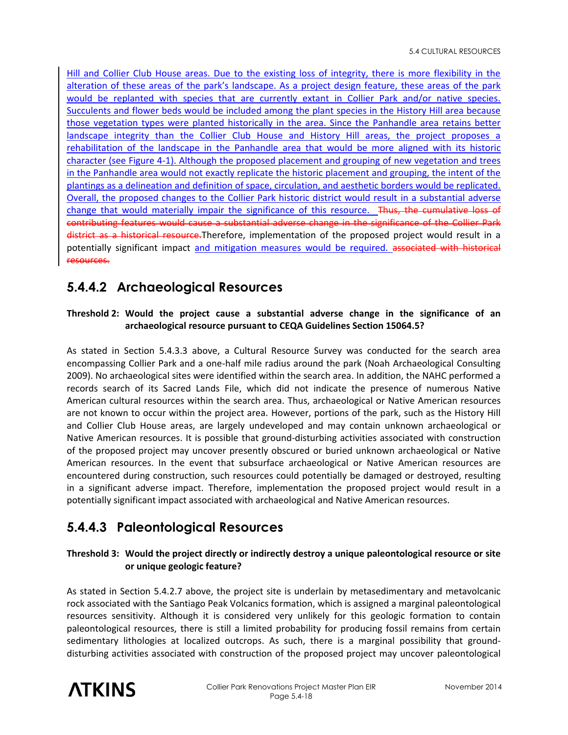Hill and Collier Club House areas. Due to the existing loss of integrity, there is more flexibility in the alteration of these areas of the park's landscape. As a project design feature, these areas of the park would be replanted with species that are currently extant in Collier Park and/or native species. Succulents and flower beds would be included among the plant species in the History Hill area because those vegetation types were planted historically in the area. Since the Panhandle area retains better landscape integrity than the Collier Club House and History Hill areas, the project proposes a rehabilitation of the landscape in the Panhandle area that would be more aligned with its historic character (see Figure 4-1). Although the proposed placement and grouping of new vegetation and trees in the Panhandle area would not exactly replicate the historic placement and grouping, the intent of the plantings as a delineation and definition of space, circulation, and aesthetic borders would be replicated. Overall, the proposed changes to the Collier Park historic district would result in a substantial adverse change that would materially impair the significance of this resource. ~~Thus, the cumulative loss of contributing features would cause a substantial adverse change in the significance of the Collier Park district as a historical resource.~~ Therefore, implementation of the proposed project would result in a potentially significant impact and mitigation measures would be required. ~~associated with historical resources.~~

## 5.4.4.2 Archaeological Resources

**Threshold 2: Would the project cause a substantial adverse change in the significance of an archaeological resource pursuant to CEQA Guidelines Section 15064.5?**

As stated in Section 5.4.3.3 above, a Cultural Resource Survey was conducted for the search area encompassing Collier Park and a one-half mile radius around the park (Noah Archaeological Consulting 2009). No archaeological sites were identified within the search area. In addition, the NAHC performed a records search of its Sacred Lands File, which did not indicate the presence of numerous Native American cultural resources within the search area. Thus, archaeological or Native American resources are not known to occur within the project area. However, portions of the park, such as the History Hill and Collier Club House areas, are largely undeveloped and may contain unknown archaeological or Native American resources. It is possible that ground-disturbing activities associated with construction of the proposed project may uncover presently obscured or buried unknown archaeological or Native American resources. In the event that subsurface archaeological or Native American resources are encountered during construction, such resources could potentially be damaged or destroyed, resulting in a significant adverse impact. Therefore, implementation the proposed project would result in a potentially significant impact associated with archaeological and Native American resources.

## 5.4.4.3 Paleontological Resources

**Threshold 3: Would the project directly or indirectly destroy a unique paleontological resource or site or unique geologic feature?**

As stated in Section 5.4.2.7 above, the project site is underlain by metasedimentary and metavolcanic rock associated with the Santiago Peak Volcanics formation, which is assigned a marginal paleontological resources sensitivity. Although it is considered very unlikely for this geologic formation to contain paleontological resources, there is still a limited probability for producing fossil remains from certain sedimentary lithologies at localized outcrops. As such, there is a marginal possibility that ground-disturbing activities associated with construction of the proposed project may uncover paleontological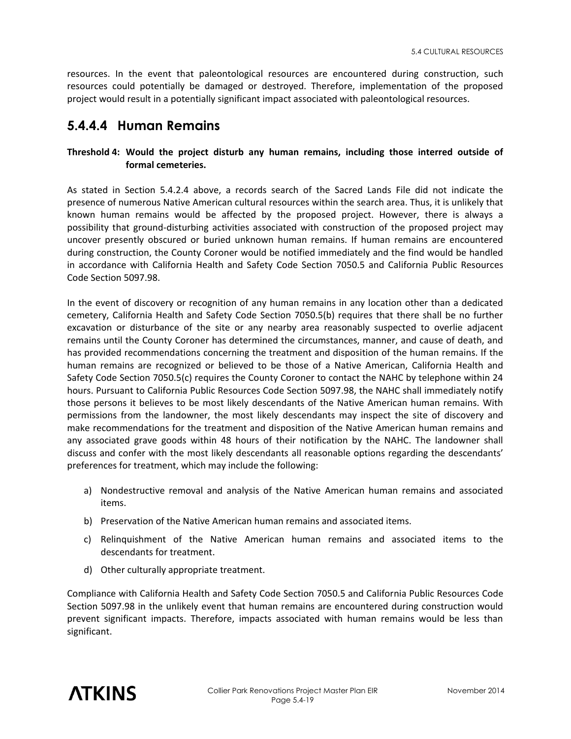resources. In the event that paleontological resources are encountered during construction, such resources could potentially be damaged or destroyed. Therefore, implementation of the proposed project would result in a potentially significant impact associated with paleontological resources.

## 5.4.4.4 Human Remains

**Threshold 4: Would the project disturb any human remains, including those interred outside of formal cemeteries.**

As stated in Section 5.4.2.4 above, a records search of the Sacred Lands File did not indicate the presence of numerous Native American cultural resources within the search area. Thus, it is unlikely that known human remains would be affected by the proposed project. However, there is always a possibility that ground-disturbing activities associated with construction of the proposed project may uncover presently obscured or buried unknown human remains. If human remains are encountered during construction, the County Coroner would be notified immediately and the find would be handled in accordance with California Health and Safety Code Section 7050.5 and California Public Resources Code Section 5097.98.

In the event of discovery or recognition of any human remains in any location other than a dedicated cemetery, California Health and Safety Code Section 7050.5(b) requires that there shall be no further excavation or disturbance of the site or any nearby area reasonably suspected to overlie adjacent remains until the County Coroner has determined the circumstances, manner, and cause of death, and has provided recommendations concerning the treatment and disposition of the human remains. If the human remains are recognized or believed to be those of a Native American, California Health and Safety Code Section 7050.5(c) requires the County Coroner to contact the NAHC by telephone within 24 hours. Pursuant to California Public Resources Code Section 5097.98, the NAHC shall immediately notify those persons it believes to be most likely descendants of the Native American human remains. With permissions from the landowner, the most likely descendants may inspect the site of discovery and make recommendations for the treatment and disposition of the Native American human remains and any associated grave goods within 48 hours of their notification by the NAHC. The landowner shall discuss and confer with the most likely descendants all reasonable options regarding the descendants' preferences for treatment, which may include the following:

a) Nondestructive removal and analysis of the Native American human remains and associated items.
b) Preservation of the Native American human remains and associated items.
c) Relinquishment of the Native American human remains and associated items to the descendants for treatment.
d) Other culturally appropriate treatment.

Compliance with California Health and Safety Code Section 7050.5 and California Public Resources Code Section 5097.98 in the unlikely event that human remains are encountered during construction would prevent significant impacts. Therefore, impacts associated with human remains would be less than significant.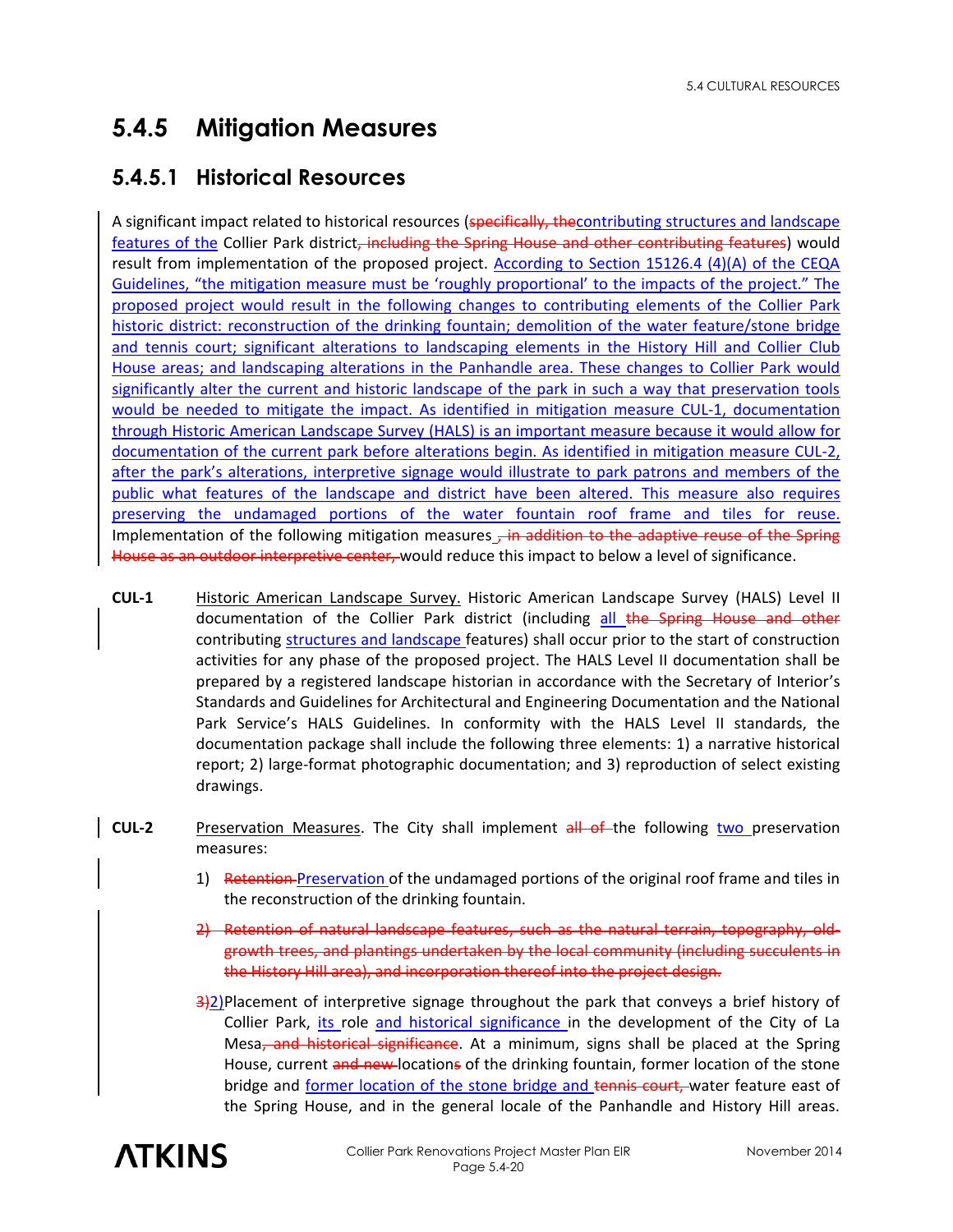# 5.4.5 Mitigation Measures

## 5.4.5.1 Historical Resources

A significant impact related to historical resources (~~specifically, the~~contributing structures and landscape features of the Collier Park district~~, including the Spring House and other contributing features~~) would result from implementation of the proposed project. According to Section 15126.4 (4)(A) of the CEQA Guidelines, "the mitigation measure must be 'roughly proportional' to the impacts of the project." The proposed project would result in the following changes to contributing elements of the Collier Park historic district: reconstruction of the drinking fountain; demolition of the water feature/stone bridge and tennis court; significant alterations to landscaping elements in the History Hill and Collier Club House areas; and landscaping alterations in the Panhandle area. These changes to Collier Park would significantly alter the current and historic landscape of the park in such a way that preservation tools would be needed to mitigate the impact. As identified in mitigation measure CUL-1, documentation through Historic American Landscape Survey (HALS) is an important measure because it would allow for documentation of the current park before alterations begin. As identified in mitigation measure CUL-2, after the park's alterations, interpretive signage would illustrate to park patrons and members of the public what features of the landscape and district have been altered. This measure also requires preserving the undamaged portions of the water fountain roof frame and tiles for reuse. Implementation of the following mitigation measures ~~, in addition to the adaptive reuse of the Spring House as an outdoor interpretive center,~~ would reduce this impact to below a level of significance.

**CUL-1** Historic American Landscape Survey. Historic American Landscape Survey (HALS) Level II documentation of the Collier Park district (including all ~~the Spring House and other~~ contributing structures and landscape features) shall occur prior to the start of construction activities for any phase of the proposed project. The HALS Level II documentation shall be prepared by a registered landscape historian in accordance with the Secretary of Interior's Standards and Guidelines for Architectural and Engineering Documentation and the National Park Service's HALS Guidelines. In conformity with the HALS Level II standards, the documentation package shall include the following three elements: 1) a narrative historical report; 2) large-format photographic documentation; and 3) reproduction of select existing drawings.

**CUL-2** Preservation Measures. The City shall implement ~~all of~~ the following two preservation measures:

1) ~~Retention~~ Preservation of the undamaged portions of the original roof frame and tiles in the reconstruction of the drinking fountain.

~~2) Retention of natural landscape features, such as the natural terrain, topography, old-growth trees, and plantings undertaken by the local community (including succulents in the History Hill area), and incorporation thereof into the project design.~~

~~3)~~2) Placement of interpretive signage throughout the park that conveys a brief history of Collier Park, its role and historical significance in the development of the City of La Mesa~~, and historical significance~~. At a minimum, signs shall be placed at the Spring House, current ~~and new~~ location~~s~~ of the drinking fountain, former location of the stone bridge and former location of the stone bridge and ~~tennis court,~~ water feature east of the Spring House, and in the general locale of the Panhandle and History Hill areas.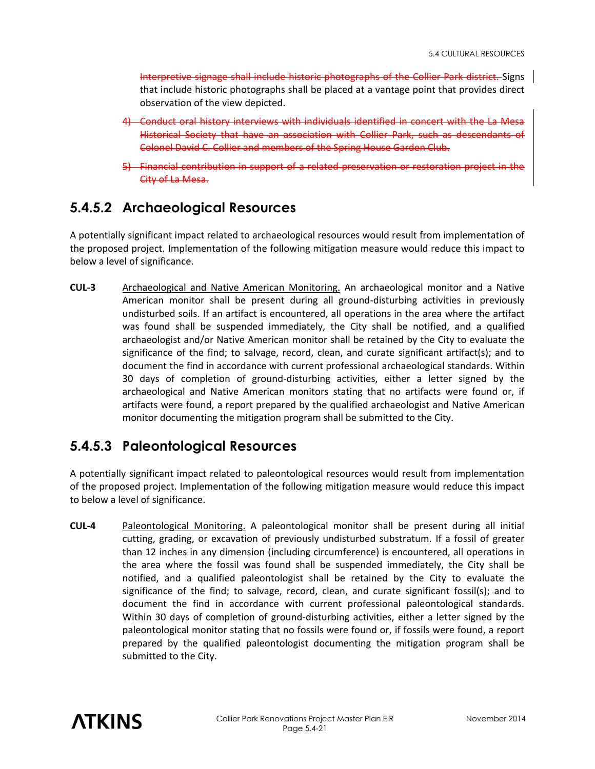~~Interpretive signage shall include historic photographs of the Collier Park district.~~ Signs that include historic photographs shall be placed at a vantage point that provides direct observation of the view depicted.

~~4) Conduct oral history interviews with individuals identified in concert with the La Mesa Historical Society that have an association with Collier Park, such as descendants of Colonel David C. Collier and members of the Spring House Garden Club.~~

~~5) Financial contribution in support of a related preservation or restoration project in the City of La Mesa.~~

### 5.4.5.2 Archaeological Resources

A potentially significant impact related to archaeological resources would result from implementation of the proposed project. Implementation of the following mitigation measure would reduce this impact to below a level of significance.

**CUL-3** Archaeological and Native American Monitoring. An archaeological monitor and a Native American monitor shall be present during all ground-disturbing activities in previously undisturbed soils. If an artifact is encountered, all operations in the area where the artifact was found shall be suspended immediately, the City shall be notified, and a qualified archaeologist and/or Native American monitor shall be retained by the City to evaluate the significance of the find; to salvage, record, clean, and curate significant artifact(s); and to document the find in accordance with current professional archaeological standards. Within 30 days of completion of ground-disturbing activities, either a letter signed by the archaeological and Native American monitors stating that no artifacts were found or, if artifacts were found, a report prepared by the qualified archaeologist and Native American monitor documenting the mitigation program shall be submitted to the City.

### 5.4.5.3 Paleontological Resources

A potentially significant impact related to paleontological resources would result from implementation of the proposed project. Implementation of the following mitigation measure would reduce this impact to below a level of significance.

**CUL-4** Paleontological Monitoring. A paleontological monitor shall be present during all initial cutting, grading, or excavation of previously undisturbed substratum. If a fossil of greater than 12 inches in any dimension (including circumference) is encountered, all operations in the area where the fossil was found shall be suspended immediately, the City shall be notified, and a qualified paleontologist shall be retained by the City to evaluate the significance of the find; to salvage, record, clean, and curate significant fossil(s); and to document the find in accordance with current professional paleontological standards. Within 30 days of completion of ground-disturbing activities, either a letter signed by the paleontological monitor stating that no fossils were found or, if fossils were found, a report prepared by the qualified paleontologist documenting the mitigation program shall be submitted to the City.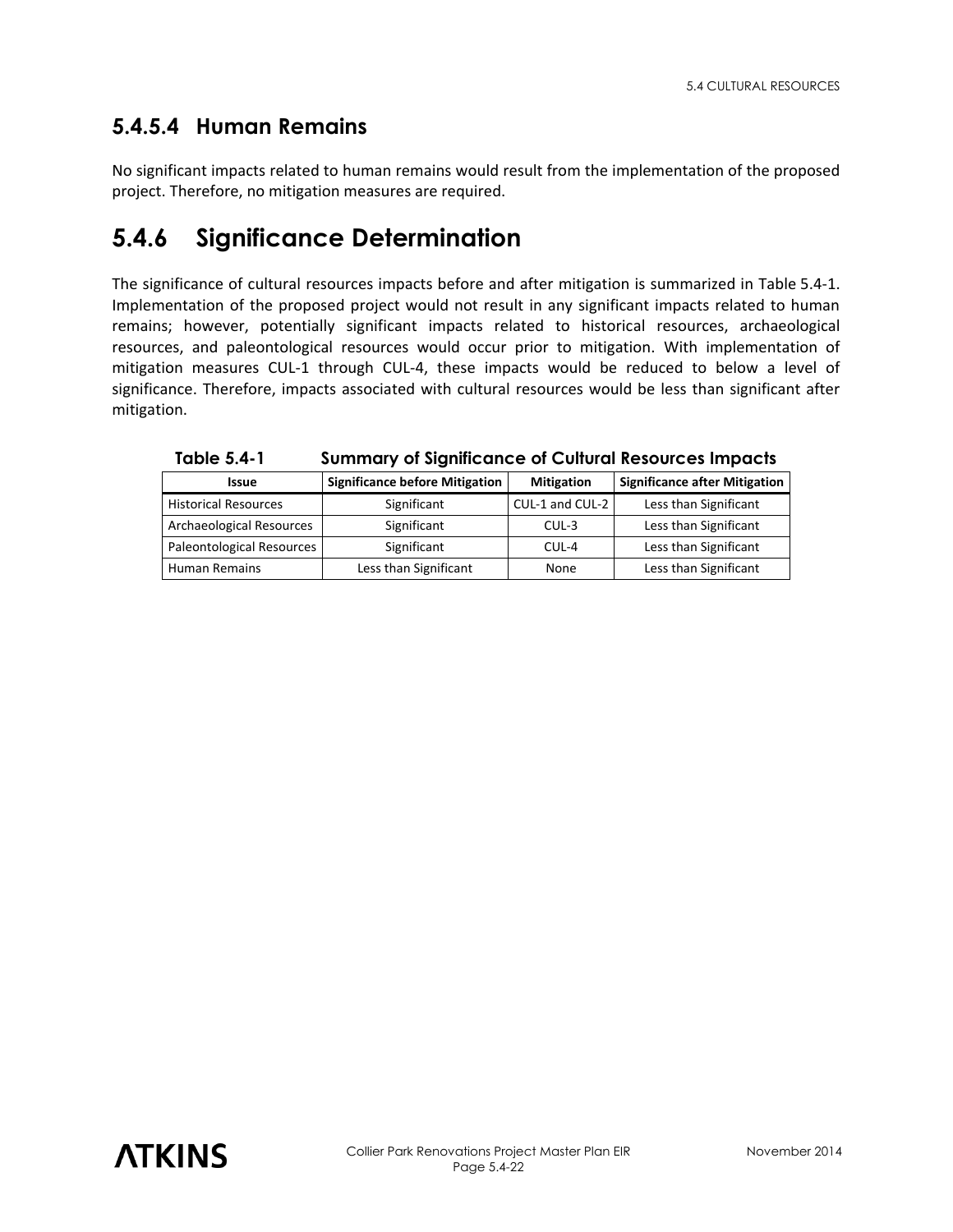### 5.4.5.4 Human Remains

No significant impacts related to human remains would result from the implementation of the proposed project. Therefore, no mitigation measures are required.

## 5.4.6 Significance Determination

The significance of cultural resources impacts before and after mitigation is summarized in Table 5.4-1. Implementation of the proposed project would not result in any significant impacts related to human remains; however, potentially significant impacts related to historical resources, archaeological resources, and paleontological resources would occur prior to mitigation. With implementation of mitigation measures CUL-1 through CUL-4, these impacts would be reduced to below a level of significance. Therefore, impacts associated with cultural resources would be less than significant after mitigation.

**Table 5.4-1 Summary of Significance of Cultural Resources Impacts**

| Issue | Significance before Mitigation | Mitigation | Significance after Mitigation |
|---|---|---|---|
| Historical Resources | Significant | CUL-1 and CUL-2 | Less than Significant |
| Archaeological Resources | Significant | CUL-3 | Less than Significant |
| Paleontological Resources | Significant | CUL-4 | Less than Significant |
| Human Remains | Less than Significant | None | Less than Significant |